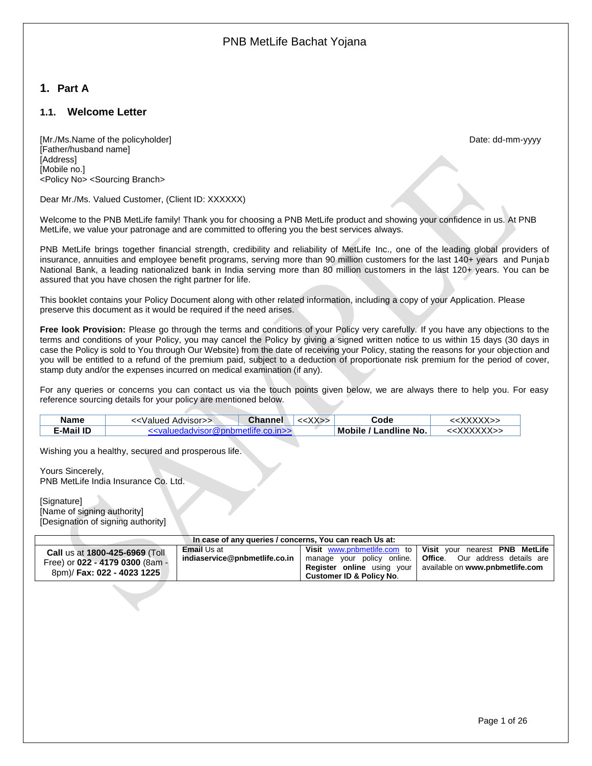PNB MetLife Bachat Yojana

# 1. Part A

## 1.1. Welcome Letter

[Mr./Ms.Name of the policyholder]
[Father/husband name]
[Address]
[Mobile no.]
<Policy No> <Sourcing Branch>

Date: dd-mm-yyyy

Dear Mr./Ms. Valued Customer, (Client ID: XXXXXX)

Welcome to the PNB MetLife family! Thank you for choosing a PNB MetLife product and showing your confidence in us. At PNB MetLife, we value your patronage and are committed to offering you the best services always.

PNB MetLife brings together financial strength, credibility and reliability of MetLife Inc., one of the leading global providers of insurance, annuities and employee benefit programs, serving more than 90 million customers for the last 140+ years and Punjab National Bank, a leading nationalized bank in India serving more than 80 million customers in the last 120+ years. You can be assured that you have chosen the right partner for life.

This booklet contains your Policy Document along with other related information, including a copy of your Application. Please preserve this document as it would be required if the need arises.

**Free look Provision:** Please go through the terms and conditions of your Policy very carefully. If you have any objections to the terms and conditions of your Policy, you may cancel the Policy by giving a signed written notice to us within 15 days (30 days in case the Policy is sold to You through Our Website) from the date of receiving your Policy, stating the reasons for your objection and you will be entitled to a refund of the premium paid, subject to a deduction of proportionate risk premium for the period of cover, stamp duty and/or the expenses incurred on medical examination (if any).

For any queries or concerns you can contact us via the touch points given below, we are always there to help you. For easy reference sourcing details for your policy are mentioned below.

| **Name** | <<Valued Advisor>> | **Channel** | <<XX>> | **Code** | <<XXXXX>> |
|---|---|---|---|---|---|
| **E-Mail ID** | <<valuedadvisor@pnbmetlife.co.in>> | | | **Mobile / Landline No.** | <<XXXXXX>> |

Wishing you a healthy, secured and prosperous life.

Yours Sincerely,
PNB MetLife India Insurance Co. Ltd.

[Signature]
[Name of signing authority]
[Designation of signing authority]

| **In case of any queries / concerns, You can reach Us at:** | | | |
|---|---|---|---|
| **Call** us at **1800-425-6969** (Toll Free) or **022 - 4179 0300** (8am - 8pm)/ **Fax: 022 - 4023 1225** | **Email** Us at **indiaservice@pnbmetlife.co.in** | **Visit** www.pnbmetlife.com to manage your policy online. **Register online** using your **Customer ID & Policy No**. | **Visit** your nearest **PNB MetLife Office**. Our address details are available on **www.pnbmetlife.com** |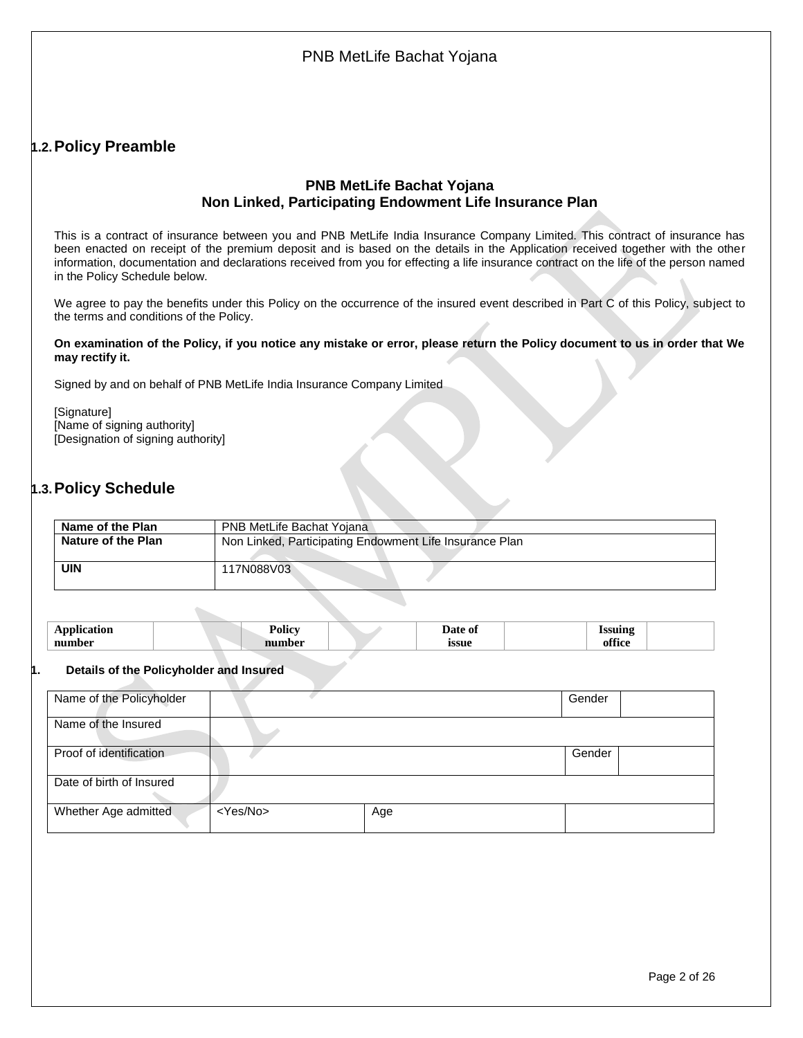## 1.2. Policy Preamble

**PNB MetLife Bachat Yojana**
**Non Linked, Participating Endowment Life Insurance Plan**

This is a contract of insurance between you and PNB MetLife India Insurance Company Limited. This contract of insurance has been enacted on receipt of the premium deposit and is based on the details in the Application received together with the other information, documentation and declarations received from you for effecting a life insurance contract on the life of the person named in the Policy Schedule below.

We agree to pay the benefits under this Policy on the occurrence of the insured event described in Part C of this Policy, subject to the terms and conditions of the Policy.

**On examination of the Policy, if you notice any mistake or error, please return the Policy document to us in order that We may rectify it.**

Signed by and on behalf of PNB MetLife India Insurance Company Limited

[Signature]
[Name of signing authority]
[Designation of signing authority]

## 1.3. Policy Schedule

| Name of the Plan | PNB MetLife Bachat Yojana |
|---|---|
| **Nature of the Plan** | Non Linked, Participating Endowment Life Insurance Plan |
| **UIN** | 117N088V03 |

| Application number | | Policy number | | Date of issue | | Issuing office | |
|---|---|---|---|---|---|---|---|

**1. Details of the Policyholder and Insured**

| Name of the Policyholder | | | Gender | |
|---|---|---|---|---|
| Name of the Insured | | | | |
| Proof of identification | | | Gender | |
| Date of birth of Insured | | | | |
| Whether Age admitted | <Yes/No> | Age | | |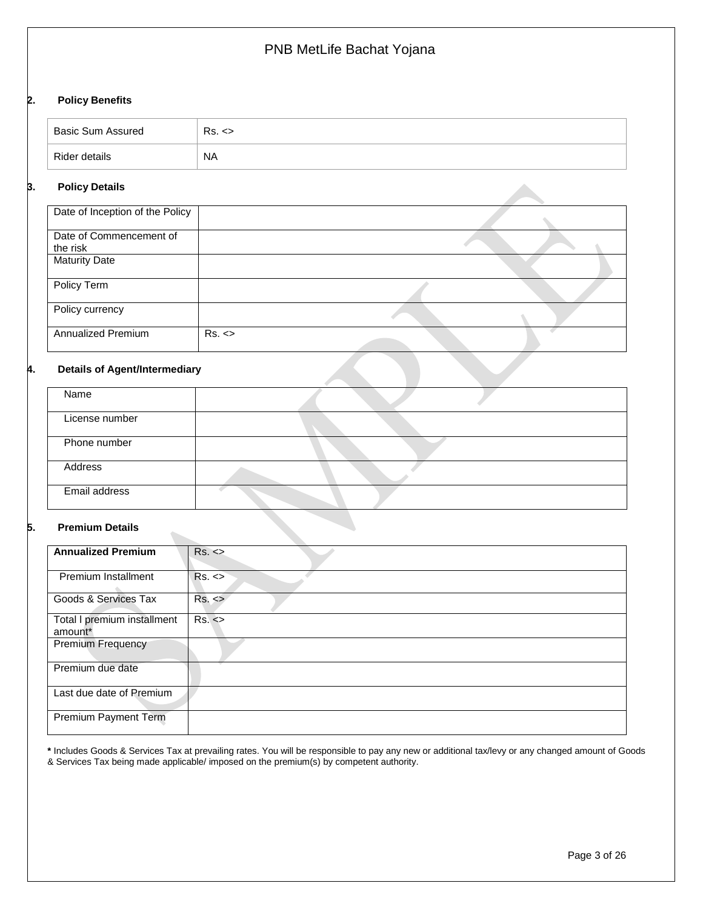## 2. Policy Benefits

| Basic Sum Assured | Rs. <> |
|---|---|
| Rider details | NA |

## 3. Policy Details

| Date of Inception of the Policy | |
|---|---|
| Date of Commencement of the risk | |
| Maturity Date | |
| Policy Term | |
| Policy currency | |
| Annualized Premium | Rs. <> |

## 4. Details of Agent/Intermediary

| Name | |
|---|---|
| License number | |
| Phone number | |
| Address | |
| Email address | |

## 5. Premium Details

| **Annualized Premium** | Rs. <> |
|---|---|
| Premium Installment | Rs. <> |
| Goods & Services Tax | Rs. <> |
| Total l premium installment amount* | Rs. <> |
| Premium Frequency | |
| Premium due date | |
| Last due date of Premium | |
| Premium Payment Term | |

**\*** Includes Goods & Services Tax at prevailing rates. You will be responsible to pay any new or additional tax/levy or any changed amount of Goods & Services Tax being made applicable/ imposed on the premium(s) by competent authority.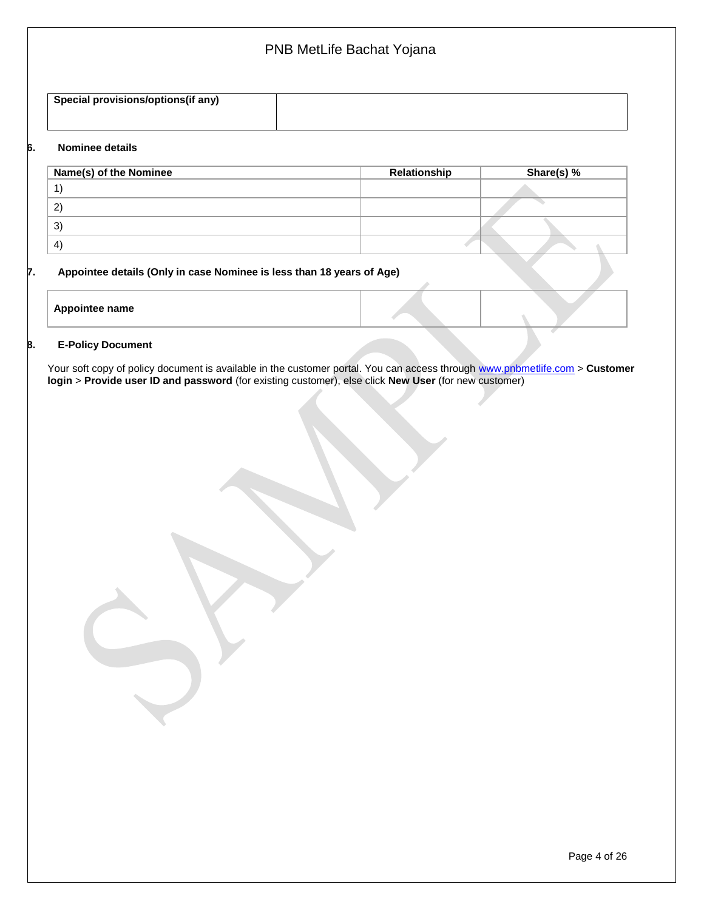| Special provisions/options(if any) | |
|---|---|

**6. Nominee details**

| Name(s) of the Nominee | Relationship | Share(s) % |
|---|---|---|
| 1) | | |
| 2) | | |
| 3) | | |
| 4) | | |

**7. Appointee details (Only in case Nominee is less than 18 years of Age)**

| Appointee name | | |
|---|---|---|

**8. E-Policy Document**

Your soft copy of policy document is available in the customer portal. You can access through www.pnbmetlife.com > **Customer login** > **Provide user ID and password** (for existing customer), else click **New User** (for new customer)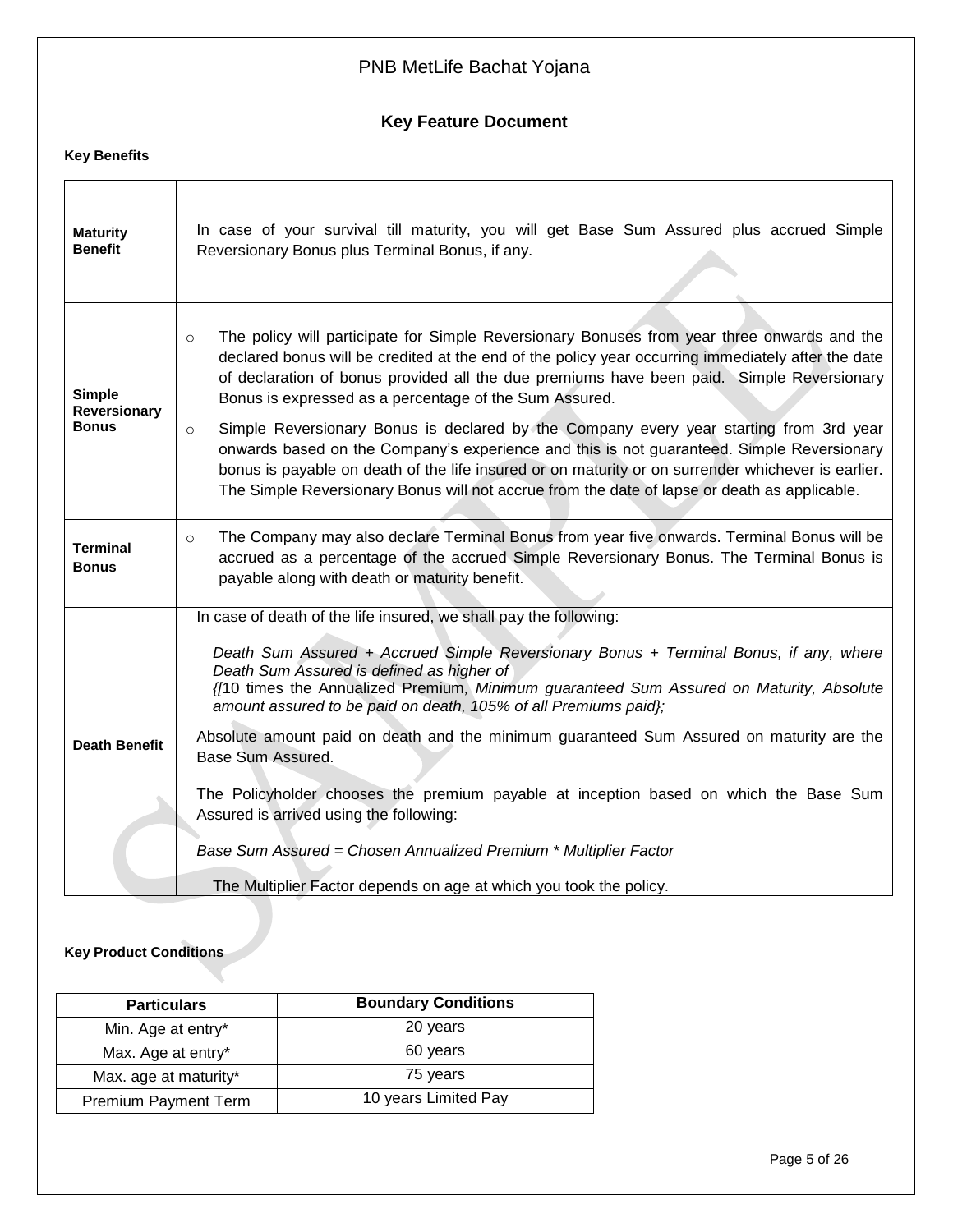# PNB MetLife Bachat Yojana

## Key Feature Document

**Key Benefits**

| | |
|---|---|
| **Maturity Benefit** | In case of your survival till maturity, you will get Base Sum Assured plus accrued Simple Reversionary Bonus plus Terminal Bonus, if any. |
| **Simple Reversionary Bonus** | ○ The policy will participate for Simple Reversionary Bonuses from year three onwards and the declared bonus will be credited at the end of the policy year occurring immediately after the date of declaration of bonus provided all the due premiums have been paid. Simple Reversionary Bonus is expressed as a percentage of the Sum Assured.<br>○ Simple Reversionary Bonus is declared by the Company every year starting from 3rd year onwards based on the Company's experience and this is not guaranteed. Simple Reversionary bonus is payable on death of the life insured or on maturity or on surrender whichever is earlier. The Simple Reversionary Bonus will not accrue from the date of lapse or death as applicable. |
| **Terminal Bonus** | ○ The Company may also declare Terminal Bonus from year five onwards. Terminal Bonus will be accrued as a percentage of the accrued Simple Reversionary Bonus. The Terminal Bonus is payable along with death or maturity benefit. |
| **Death Benefit** | In case of death of the life insured, we shall pay the following:<br>*Death Sum Assured + Accrued Simple Reversionary Bonus + Terminal Bonus, if any, where Death Sum Assured is defined as higher of*<br>*{[*10 times the Annualized Premium*, Minimum guaranteed Sum Assured on Maturity, Absolute amount assured to be paid on death, 105% of all Premiums paid};*<br>Absolute amount paid on death and the minimum guaranteed Sum Assured on maturity are the Base Sum Assured.<br>The Policyholder chooses the premium payable at inception based on which the Base Sum Assured is arrived using the following:<br>*Base Sum Assured = Chosen Annualized Premium * Multiplier Factor*<br>The Multiplier Factor depends on age at which you took the policy. |

**Key Product Conditions**

| Particulars | Boundary Conditions |
|---|---|
| Min. Age at entry* | 20 years |
| Max. Age at entry* | 60 years |
| Max. age at maturity* | 75 years |
| Premium Payment Term | 10 years Limited Pay |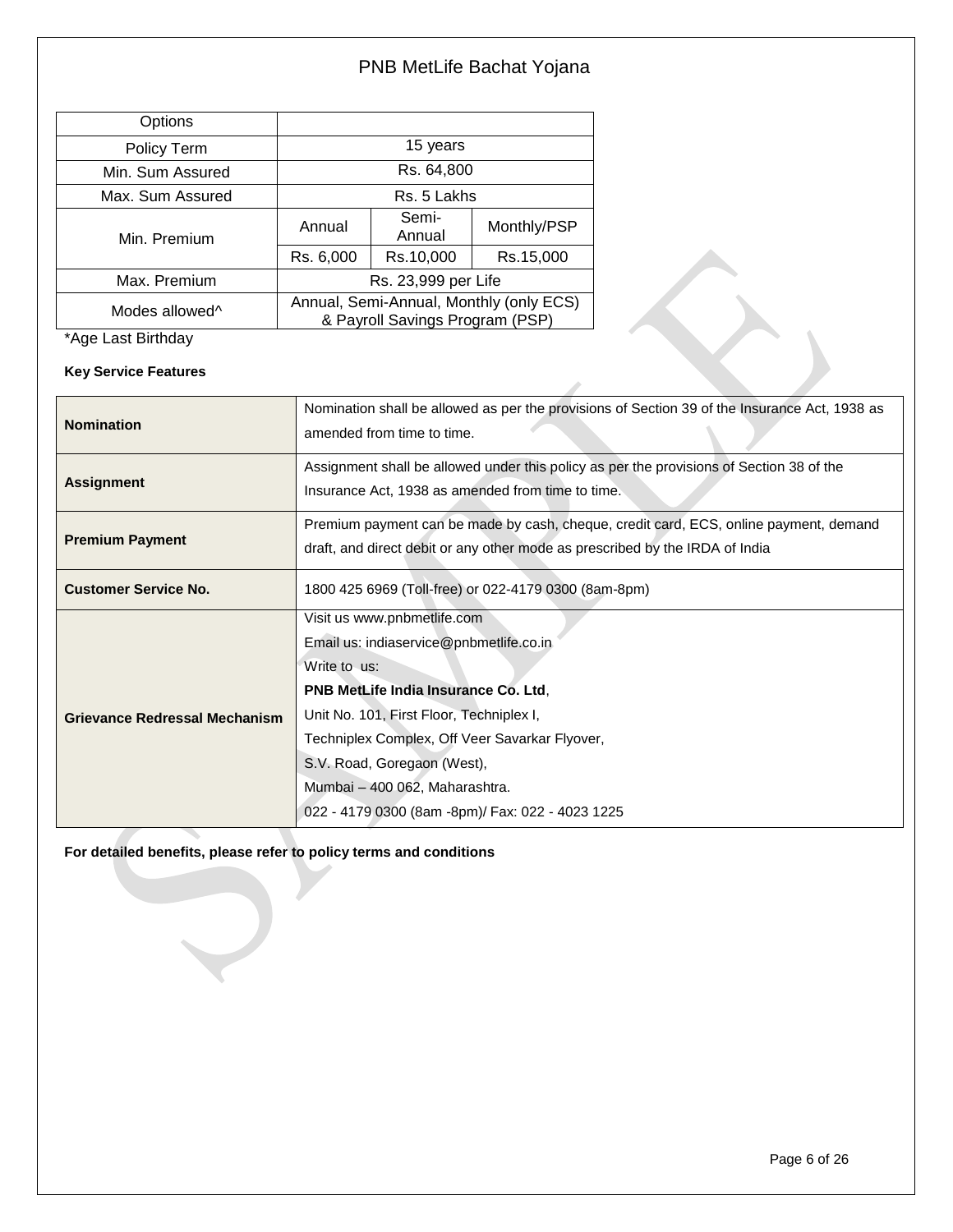| Options | | | |
|---|---|---|---|
| Policy Term | 15 years | | |
| Min. Sum Assured | Rs. 64,800 | | |
| Max. Sum Assured | Rs. 5 Lakhs | | |
| Min. Premium | Annual | Semi-Annual | Monthly/PSP |
| | Rs. 6,000 | Rs.10,000 | Rs.15,000 |
| Max. Premium | Rs. 23,999 per Life | | |
| Modes allowed^ | Annual, Semi-Annual, Monthly (only ECS) & Payroll Savings Program (PSP) | | |

*Age Last Birthday

**Key Service Features**

| | |
|---|---|
| **Nomination** | Nomination shall be allowed as per the provisions of Section 39 of the Insurance Act, 1938 as amended from time to time. |
| **Assignment** | Assignment shall be allowed under this policy as per the provisions of Section 38 of the Insurance Act, 1938 as amended from time to time. |
| **Premium Payment** | Premium payment can be made by cash, cheque, credit card, ECS, online payment, demand draft, and direct debit or any other mode as prescribed by the IRDA of India |
| **Customer Service No.** | 1800 425 6969 (Toll-free) or 022-4179 0300 (8am-8pm) |
| **Grievance Redressal Mechanism** | Visit us www.pnbmetlife.com<br>Email us: indiaservice@pnbmetlife.co.in<br>Write to us:<br>**PNB MetLife India Insurance Co. Ltd**,<br>Unit No. 101, First Floor, Techniplex I,<br>Techniplex Complex, Off Veer Savarkar Flyover,<br>S.V. Road, Goregaon (West),<br>Mumbai – 400 062, Maharashtra.<br>022 - 4179 0300 (8am -8pm)/ Fax: 022 - 4023 1225 |

**For detailed benefits, please refer to policy terms and conditions**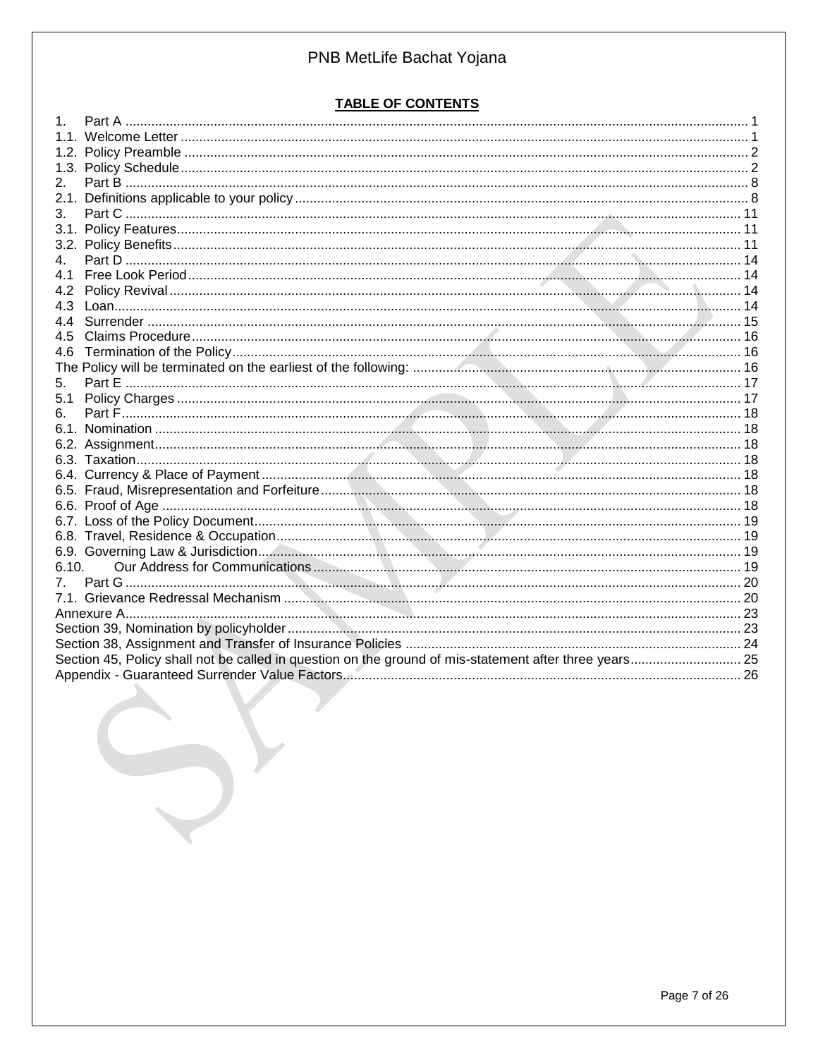## TABLE OF CONTENTS

| | |
|---|---|
| 1. Part A | 1 |
| 1.1. Welcome Letter | 1 |
| 1.2. Policy Preamble | 2 |
| 1.3. Policy Schedule | 2 |
| 2. Part B | 8 |
| 2.1. Definitions applicable to your policy | 8 |
| 3. Part C | 11 |
| 3.1. Policy Features | 11 |
| 3.2. Policy Benefits | 11 |
| 4. Part D | 14 |
| 4.1 Free Look Period | 14 |
| 4.2 Policy Revival | 14 |
| 4.3 Loan | 14 |
| 4.4 Surrender | 15 |
| 4.5 Claims Procedure | 16 |
| 4.6 Termination of the Policy | 16 |
| The Policy will be terminated on the earliest of the following: | 16 |
| 5. Part E | 17 |
| 5.1 Policy Charges | 17 |
| 6. Part F | 18 |
| 6.1. Nomination | 18 |
| 6.2. Assignment | 18 |
| 6.3. Taxation | 18 |
| 6.4. Currency & Place of Payment | 18 |
| 6.5. Fraud, Misrepresentation and Forfeiture | 18 |
| 6.6. Proof of Age | 18 |
| 6.7. Loss of the Policy Document | 19 |
| 6.8. Travel, Residence & Occupation | 19 |
| 6.9. Governing Law & Jurisdiction | 19 |
| 6.10. Our Address for Communications | 19 |
| 7. Part G | 20 |
| 7.1. Grievance Redressal Mechanism | 20 |
| Annexure A | 23 |
| Section 39, Nomination by policyholder | 23 |
| Section 38, Assignment and Transfer of Insurance Policies | 24 |
| Section 45, Policy shall not be called in question on the ground of mis-statement after three years | 25 |
| Appendix - Guaranteed Surrender Value Factors | 26 |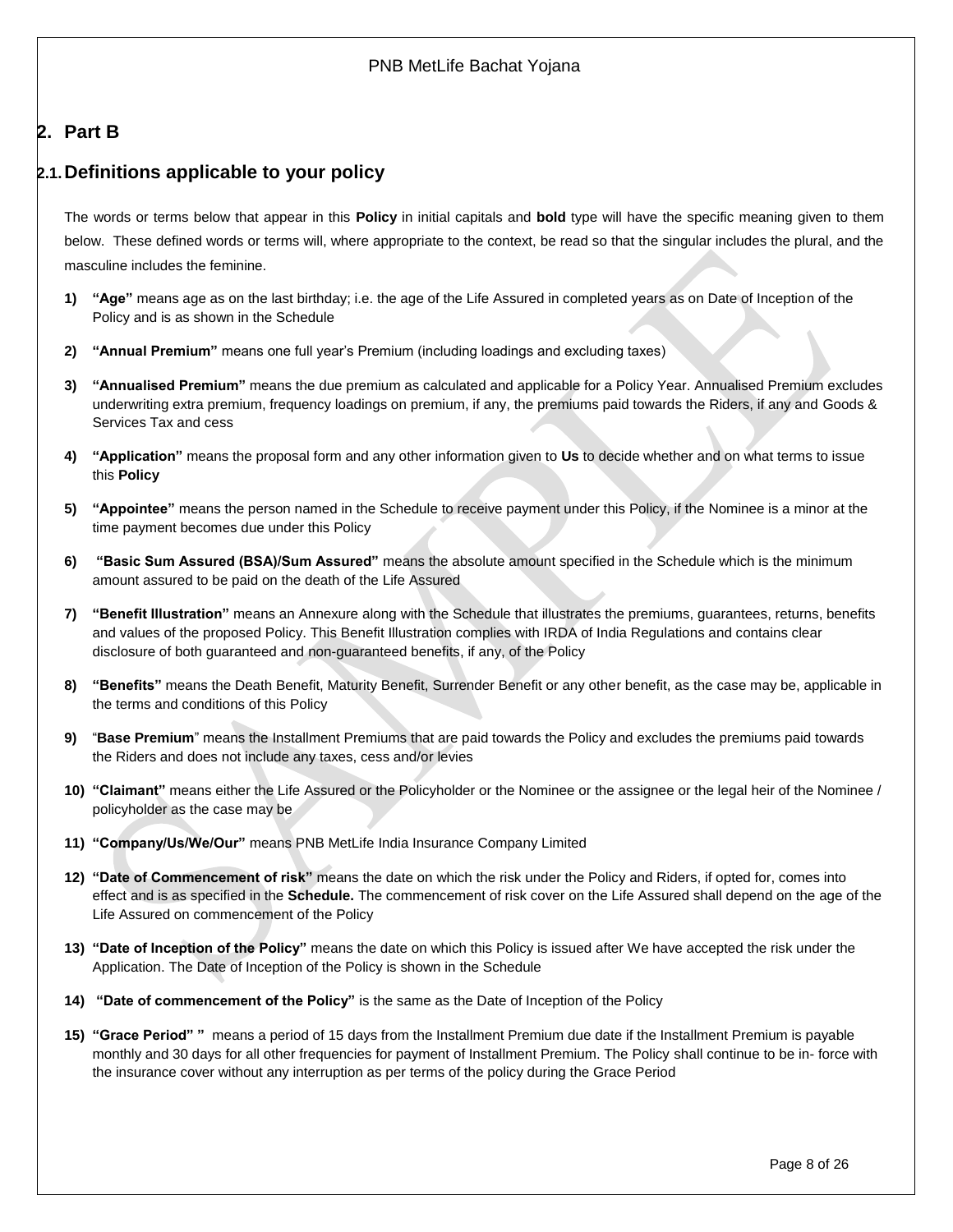## 2. Part B

### 2.1. Definitions applicable to your policy

The words or terms below that appear in this **Policy** in initial capitals and **bold** type will have the specific meaning given to them below. These defined words or terms will, where appropriate to the context, be read so that the singular includes the plural, and the masculine includes the feminine.

1) **"Age"** means age as on the last birthday; i.e. the age of the Life Assured in completed years as on Date of Inception of the Policy and is as shown in the Schedule

2) **"Annual Premium"** means one full year's Premium (including loadings and excluding taxes)

3) **"Annualised Premium"** means the due premium as calculated and applicable for a Policy Year. Annualised Premium excludes underwriting extra premium, frequency loadings on premium, if any, the premiums paid towards the Riders, if any and Goods & Services Tax and cess

4) **"Application"** means the proposal form and any other information given to **Us** to decide whether and on what terms to issue this **Policy**

5) **"Appointee"** means the person named in the Schedule to receive payment under this Policy, if the Nominee is a minor at the time payment becomes due under this Policy

6) **"Basic Sum Assured (BSA)/Sum Assured"** means the absolute amount specified in the Schedule which is the minimum amount assured to be paid on the death of the Life Assured

7) **"Benefit Illustration"** means an Annexure along with the Schedule that illustrates the premiums, guarantees, returns, benefits and values of the proposed Policy. This Benefit Illustration complies with IRDA of India Regulations and contains clear disclosure of both guaranteed and non-guaranteed benefits, if any, of the Policy

8) **"Benefits"** means the Death Benefit, Maturity Benefit, Surrender Benefit or any other benefit, as the case may be, applicable in the terms and conditions of this Policy

9) "**Base Premium**" means the Installment Premiums that are paid towards the Policy and excludes the premiums paid towards the Riders and does not include any taxes, cess and/or levies

10) **"Claimant"** means either the Life Assured or the Policyholder or the Nominee or the assignee or the legal heir of the Nominee / policyholder as the case may be

11) **"Company/Us/We/Our"** means PNB MetLife India Insurance Company Limited

12) **"Date of Commencement of risk"** means the date on which the risk under the Policy and Riders, if opted for, comes into effect and is as specified in the **Schedule.** The commencement of risk cover on the Life Assured shall depend on the age of the Life Assured on commencement of the Policy

13) **"Date of Inception of the Policy"** means the date on which this Policy is issued after We have accepted the risk under the Application. The Date of Inception of the Policy is shown in the Schedule

14) **"Date of commencement of the Policy"** is the same as the Date of Inception of the Policy

15) **"Grace Period" "** means a period of 15 days from the Installment Premium due date if the Installment Premium is payable monthly and 30 days for all other frequencies for payment of Installment Premium. The Policy shall continue to be in- force with the insurance cover without any interruption as per terms of the policy during the Grace Period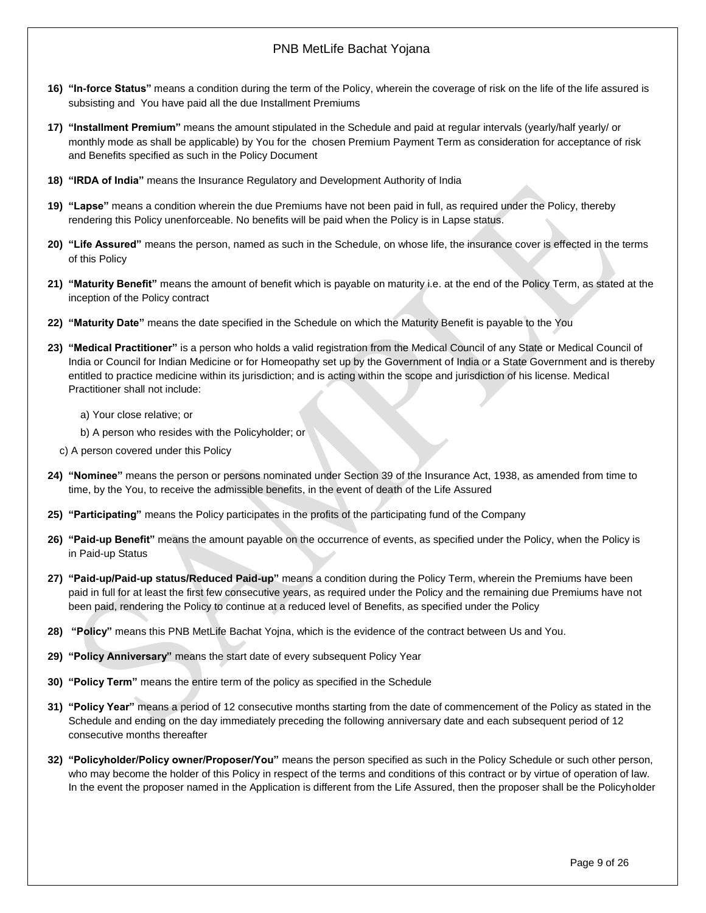16) **"In-force Status"** means a condition during the term of the Policy, wherein the coverage of risk on the life of the life assured is subsisting and You have paid all the due Installment Premiums

17) **"Installment Premium"** means the amount stipulated in the Schedule and paid at regular intervals (yearly/half yearly/ or monthly mode as shall be applicable) by You for the chosen Premium Payment Term as consideration for acceptance of risk and Benefits specified as such in the Policy Document

18) **"IRDA of India"** means the Insurance Regulatory and Development Authority of India

19) **"Lapse"** means a condition wherein the due Premiums have not been paid in full, as required under the Policy, thereby rendering this Policy unenforceable. No benefits will be paid when the Policy is in Lapse status.

20) **"Life Assured"** means the person, named as such in the Schedule, on whose life, the insurance cover is effected in the terms of this Policy

21) **"Maturity Benefit"** means the amount of benefit which is payable on maturity i.e. at the end of the Policy Term, as stated at the inception of the Policy contract

22) **"Maturity Date"** means the date specified in the Schedule on which the Maturity Benefit is payable to the You

23) **"Medical Practitioner"** is a person who holds a valid registration from the Medical Council of any State or Medical Council of India or Council for Indian Medicine or for Homeopathy set up by the Government of India or a State Government and is thereby entitled to practice medicine within its jurisdiction; and is acting within the scope and jurisdiction of his license. Medical Practitioner shall not include:

    a) Your close relative; or

    b) A person who resides with the Policyholder; or

    c) A person covered under this Policy

24) **"Nominee"** means the person or persons nominated under Section 39 of the Insurance Act, 1938, as amended from time to time, by the You, to receive the admissible benefits, in the event of death of the Life Assured

25) **"Participating"** means the Policy participates in the profits of the participating fund of the Company

26) **"Paid-up Benefit"** means the amount payable on the occurrence of events, as specified under the Policy, when the Policy is in Paid-up Status

27) **"Paid-up/Paid-up status/Reduced Paid-up"** means a condition during the Policy Term, wherein the Premiums have been paid in full for at least the first few consecutive years, as required under the Policy and the remaining due Premiums have not been paid, rendering the Policy to continue at a reduced level of Benefits, as specified under the Policy

28) **"Policy"** means this PNB MetLife Bachat Yojna, which is the evidence of the contract between Us and You.

29) **"Policy Anniversary"** means the start date of every subsequent Policy Year

30) **"Policy Term"** means the entire term of the policy as specified in the Schedule

31) **"Policy Year"** means a period of 12 consecutive months starting from the date of commencement of the Policy as stated in the Schedule and ending on the day immediately preceding the following anniversary date and each subsequent period of 12 consecutive months thereafter

32) **"Policyholder/Policy owner/Proposer/You"** means the person specified as such in the Policy Schedule or such other person, who may become the holder of this Policy in respect of the terms and conditions of this contract or by virtue of operation of law. In the event the proposer named in the Application is different from the Life Assured, then the proposer shall be the Policyholder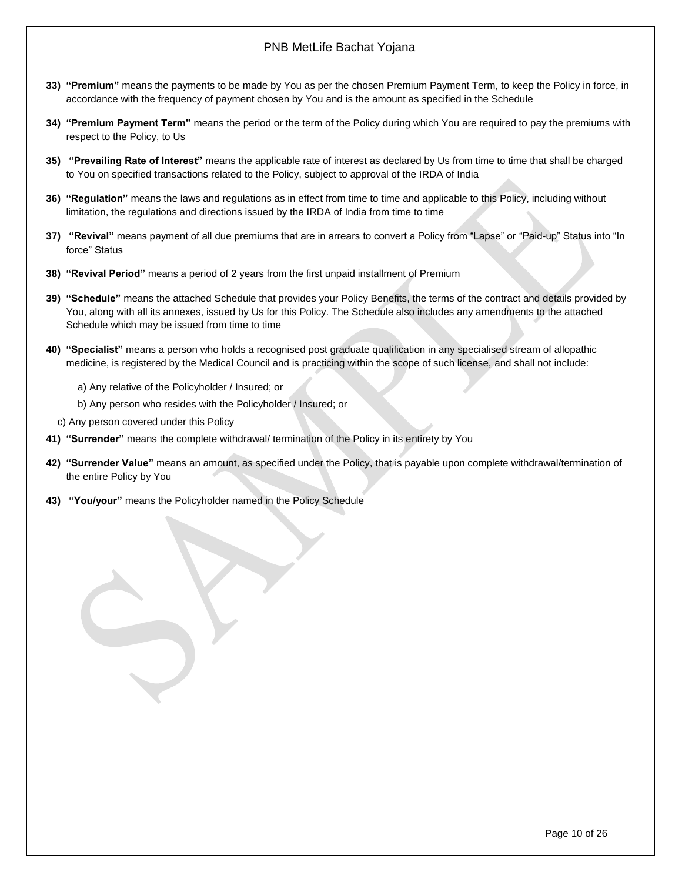33) **"Premium"** means the payments to be made by You as per the chosen Premium Payment Term, to keep the Policy in force, in accordance with the frequency of payment chosen by You and is the amount as specified in the Schedule

34) **"Premium Payment Term"** means the period or the term of the Policy during which You are required to pay the premiums with respect to the Policy, to Us

35) **"Prevailing Rate of Interest"** means the applicable rate of interest as declared by Us from time to time that shall be charged to You on specified transactions related to the Policy, subject to approval of the IRDA of India

36) **"Regulation"** means the laws and regulations as in effect from time to time and applicable to this Policy, including without limitation, the regulations and directions issued by the IRDA of India from time to time

37) **"Revival"** means payment of all due premiums that are in arrears to convert a Policy from "Lapse" or "Paid-up" Status into "In force" Status

38) **"Revival Period"** means a period of 2 years from the first unpaid installment of Premium

39) **"Schedule"** means the attached Schedule that provides your Policy Benefits, the terms of the contract and details provided by You, along with all its annexes, issued by Us for this Policy. The Schedule also includes any amendments to the attached Schedule which may be issued from time to time

40) **"Specialist"** means a person who holds a recognised post graduate qualification in any specialised stream of allopathic medicine, is registered by the Medical Council and is practicing within the scope of such license, and shall not include:

    a) Any relative of the Policyholder / Insured; or

    b) Any person who resides with the Policyholder / Insured; or

    c) Any person covered under this Policy

41) **"Surrender"** means the complete withdrawal/ termination of the Policy in its entirety by You

42) **"Surrender Value"** means an amount, as specified under the Policy, that is payable upon complete withdrawal/termination of the entire Policy by You

43) **"You/your"** means the Policyholder named in the Policy Schedule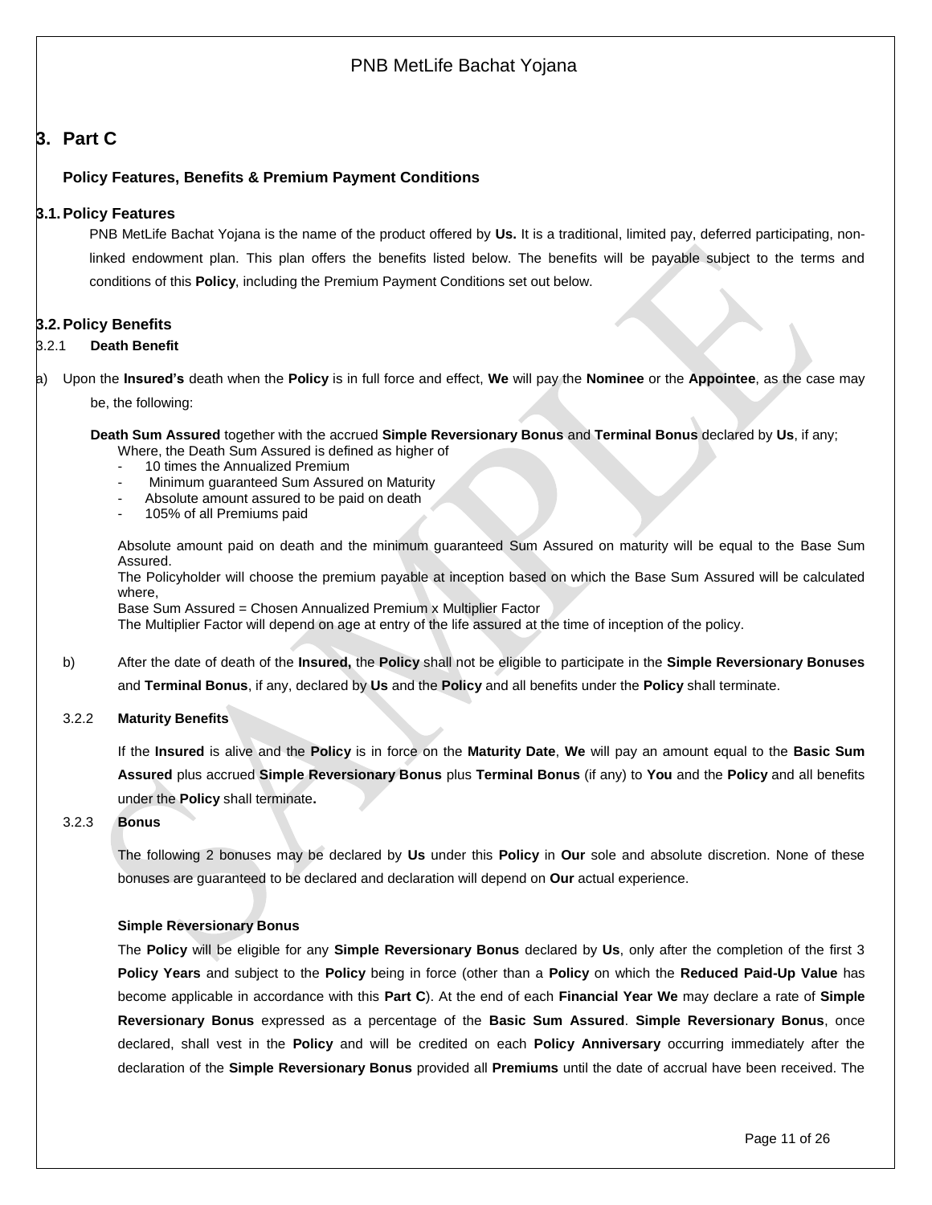# 3. Part C

## Policy Features, Benefits & Premium Payment Conditions

### 3.1. Policy Features

PNB MetLife Bachat Yojana is the name of the product offered by **Us.** It is a traditional, limited pay, deferred participating, non-linked endowment plan. This plan offers the benefits listed below. The benefits will be payable subject to the terms and conditions of this **Policy**, including the Premium Payment Conditions set out below.

### 3.2. Policy Benefits

#### 3.2.1 Death Benefit

a) Upon the **Insured's** death when the **Policy** is in full force and effect, **We** will pay the **Nominee** or the **Appointee**, as the case may be, the following:

**Death Sum Assured** together with the accrued **Simple Reversionary Bonus** and **Terminal Bonus** declared by **Us**, if any;
Where, the Death Sum Assured is defined as higher of

- 10 times the Annualized Premium
- Minimum guaranteed Sum Assured on Maturity
- Absolute amount assured to be paid on death
- 105% of all Premiums paid

Absolute amount paid on death and the minimum guaranteed Sum Assured on maturity will be equal to the Base Sum Assured.
The Policyholder will choose the premium payable at inception based on which the Base Sum Assured will be calculated where,
Base Sum Assured = Chosen Annualized Premium x Multiplier Factor
The Multiplier Factor will depend on age at entry of the life assured at the time of inception of the policy.

b) After the date of death of the **Insured,** the **Policy** shall not be eligible to participate in the **Simple Reversionary Bonuses** and **Terminal Bonus**, if any, declared by **Us** and the **Policy** and all benefits under the **Policy** shall terminate.

#### 3.2.2 Maturity Benefits

If the **Insured** is alive and the **Policy** is in force on the **Maturity Date**, **We** will pay an amount equal to the **Basic Sum Assured** plus accrued **Simple Reversionary Bonus** plus **Terminal Bonus** (if any) to **You** and the **Policy** and all benefits under the **Policy** shall terminate**.**

#### 3.2.3 Bonus

The following 2 bonuses may be declared by **Us** under this **Policy** in **Our** sole and absolute discretion. None of these bonuses are guaranteed to be declared and declaration will depend on **Our** actual experience.

**Simple Reversionary Bonus**

The **Policy** will be eligible for any **Simple Reversionary Bonus** declared by **Us**, only after the completion of the first 3 **Policy Years** and subject to the **Policy** being in force (other than a **Policy** on which the **Reduced Paid-Up Value** has become applicable in accordance with this **Part C**). At the end of each **Financial Year We** may declare a rate of **Simple Reversionary Bonus** expressed as a percentage of the **Basic Sum Assured**. **Simple Reversionary Bonus**, once declared, shall vest in the **Policy** and will be credited on each **Policy Anniversary** occurring immediately after the declaration of the **Simple Reversionary Bonus** provided all **Premiums** until the date of accrual have been received. The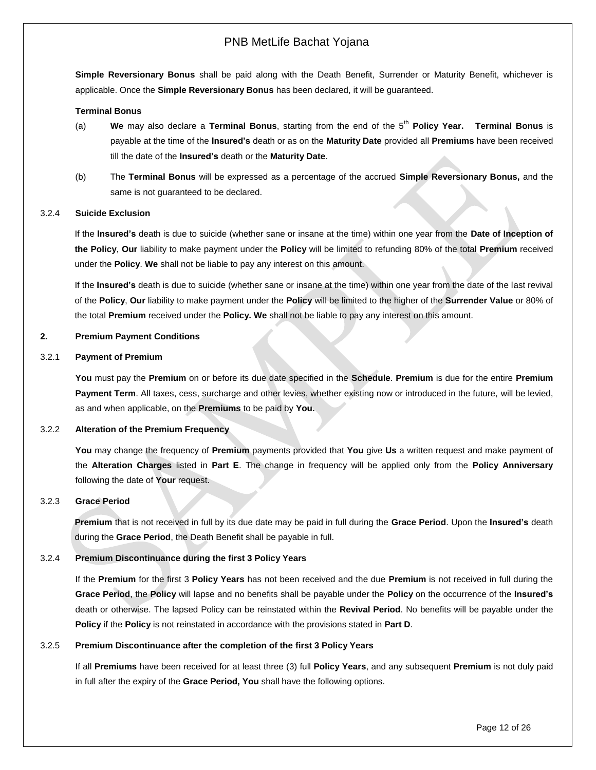**Simple Reversionary Bonus** shall be paid along with the Death Benefit, Surrender or Maturity Benefit, whichever is applicable. Once the **Simple Reversionary Bonus** has been declared, it will be guaranteed.

**Terminal Bonus**

(a) **We** may also declare a **Terminal Bonus**, starting from the end of the 5th **Policy Year.** **Terminal Bonus** is payable at the time of the **Insured's** death or as on the **Maturity Date** provided all **Premiums** have been received till the date of the **Insured's** death or the **Maturity Date**.

(b) The **Terminal Bonus** will be expressed as a percentage of the accrued **Simple Reversionary Bonus,** and the same is not guaranteed to be declared.

3.2.4 **Suicide Exclusion**

If the **Insured's** death is due to suicide (whether sane or insane at the time) within one year from the **Date of Inception of the Policy**, **Our** liability to make payment under the **Policy** will be limited to refunding 80% of the total **Premium** received under the **Policy**. **We** shall not be liable to pay any interest on this amount.

If the **Insured's** death is due to suicide (whether sane or insane at the time) within one year from the date of the last revival of the **Policy**, **Our** liability to make payment under the **Policy** will be limited to the higher of the **Surrender Value** or 80% of the total **Premium** received under the **Policy. We** shall not be liable to pay any interest on this amount.

**2. Premium Payment Conditions**

3.2.1 **Payment of Premium**

**You** must pay the **Premium** on or before its due date specified in the **Schedule**. **Premium** is due for the entire **Premium Payment Term**. All taxes, cess, surcharge and other levies, whether existing now or introduced in the future, will be levied, as and when applicable, on the **Premiums** to be paid by **You.**

3.2.2 **Alteration of the Premium Frequency**

**You** may change the frequency of **Premium** payments provided that **You** give **Us** a written request and make payment of the **Alteration Charges** listed in **Part E**. The change in frequency will be applied only from the **Policy Anniversary** following the date of **Your** request.

3.2.3 **Grace Period**

**Premium** that is not received in full by its due date may be paid in full during the **Grace Period**. Upon the **Insured's** death during the **Grace Period**, the Death Benefit shall be payable in full.

3.2.4 **Premium Discontinuance during the first 3 Policy Years**

If the **Premium** for the first 3 **Policy Years** has not been received and the due **Premium** is not received in full during the **Grace Period**, the **Policy** will lapse and no benefits shall be payable under the **Policy** on the occurrence of the **Insured's** death or otherwise. The lapsed Policy can be reinstated within the **Revival Period**. No benefits will be payable under the **Policy** if the **Policy** is not reinstated in accordance with the provisions stated in **Part D**.

3.2.5 **Premium Discontinuance after the completion of the first 3 Policy Years**

If all **Premiums** have been received for at least three (3) full **Policy Years**, and any subsequent **Premium** is not duly paid in full after the expiry of the **Grace Period, You** shall have the following options.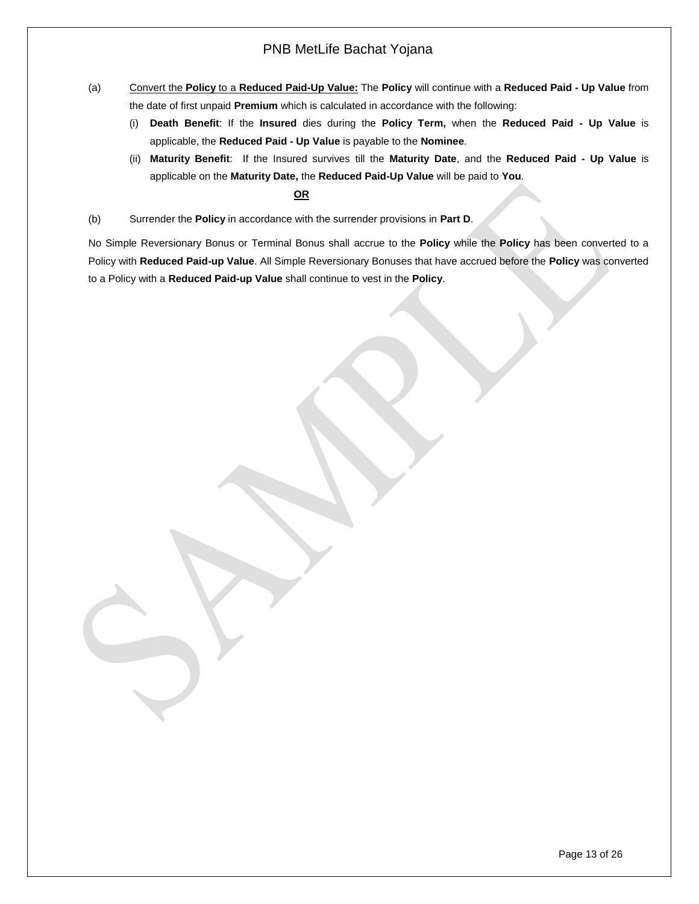(a) <u>Convert the **Policy** to a **Reduced Paid-Up Value:**</u> The **Policy** will continue with a **Reduced Paid - Up Value** from the date of first unpaid **Premium** which is calculated in accordance with the following:

(i) **Death Benefit**: If the **Insured** dies during the **Policy Term,** when the **Reduced Paid - Up Value** is applicable, the **Reduced Paid - Up Value** is payable to the **Nominee**.

(ii) **Maturity Benefit**: If the Insured survives till the **Maturity Date**, and the **Reduced Paid - Up Value** is applicable on the **Maturity Date,** the **Reduced Paid-Up Value** will be paid to **You**.

<u>**OR**</u>

(b) Surrender the **Policy** in accordance with the surrender provisions in **Part D**.

No Simple Reversionary Bonus or Terminal Bonus shall accrue to the **Policy** while the **Policy** has been converted to a Policy with **Reduced Paid-up Value**. All Simple Reversionary Bonuses that have accrued before the **Policy** was converted to a Policy with a **Reduced Paid-up Value** shall continue to vest in the **Policy**.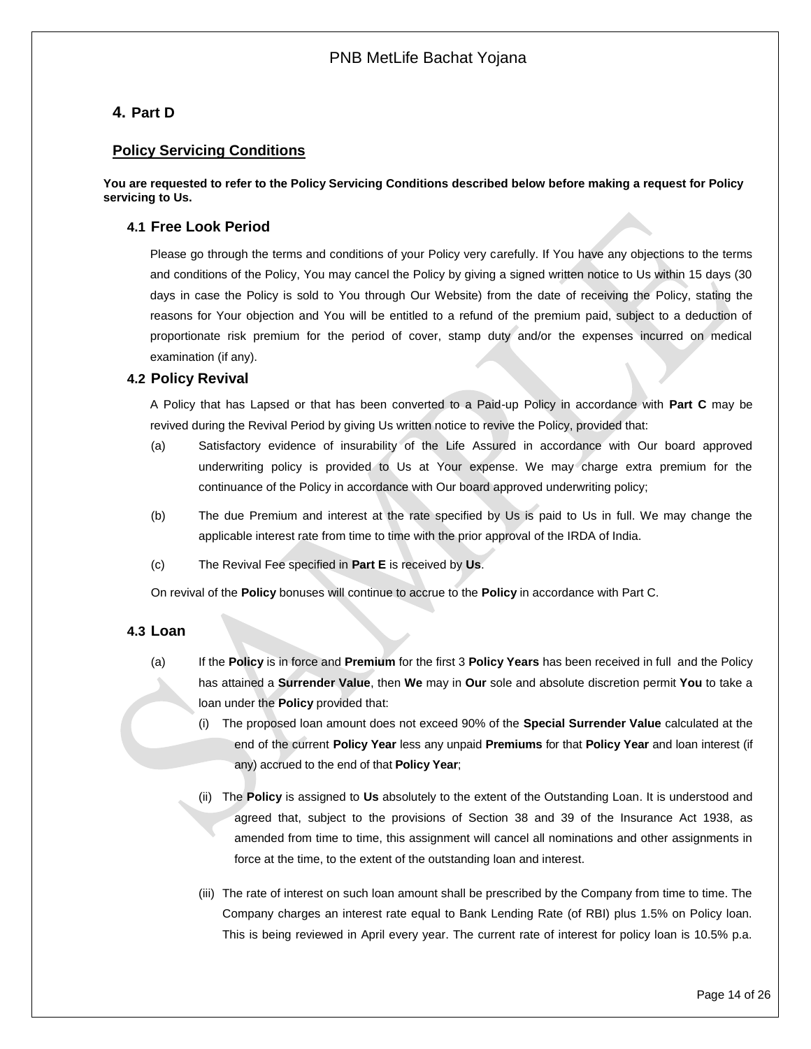# 4. Part D

## Policy Servicing Conditions

**You are requested to refer to the Policy Servicing Conditions described below before making a request for Policy servicing to Us.**

### 4.1 Free Look Period

Please go through the terms and conditions of your Policy very carefully. If You have any objections to the terms and conditions of the Policy, You may cancel the Policy by giving a signed written notice to Us within 15 days (30 days in case the Policy is sold to You through Our Website) from the date of receiving the Policy, stating the reasons for Your objection and You will be entitled to a refund of the premium paid, subject to a deduction of proportionate risk premium for the period of cover, stamp duty and/or the expenses incurred on medical examination (if any).

### 4.2 Policy Revival

A Policy that has Lapsed or that has been converted to a Paid-up Policy in accordance with **Part C** may be revived during the Revival Period by giving Us written notice to revive the Policy, provided that:

(a) Satisfactory evidence of insurability of the Life Assured in accordance with Our board approved underwriting policy is provided to Us at Your expense. We may charge extra premium for the continuance of the Policy in accordance with Our board approved underwriting policy;

(b) The due Premium and interest at the rate specified by Us is paid to Us in full. We may change the applicable interest rate from time to time with the prior approval of the IRDA of India.

(c) The Revival Fee specified in **Part E** is received by **Us**.

On revival of the **Policy** bonuses will continue to accrue to the **Policy** in accordance with Part C.

### 4.3 Loan

(a) If the **Policy** is in force and **Premium** for the first 3 **Policy Years** has been received in full and the Policy has attained a **Surrender Value**, then **We** may in **Our** sole and absolute discretion permit **You** to take a loan under the **Policy** provided that:

(i) The proposed loan amount does not exceed 90% of the **Special Surrender Value** calculated at the end of the current **Policy Year** less any unpaid **Premiums** for that **Policy Year** and loan interest (if any) accrued to the end of that **Policy Year**;

(ii) The **Policy** is assigned to **Us** absolutely to the extent of the Outstanding Loan. It is understood and agreed that, subject to the provisions of Section 38 and 39 of the Insurance Act 1938, as amended from time to time, this assignment will cancel all nominations and other assignments in force at the time, to the extent of the outstanding loan and interest.

(iii) The rate of interest on such loan amount shall be prescribed by the Company from time to time. The Company charges an interest rate equal to Bank Lending Rate (of RBI) plus 1.5% on Policy loan. This is being reviewed in April every year. The current rate of interest for policy loan is 10.5% p.a.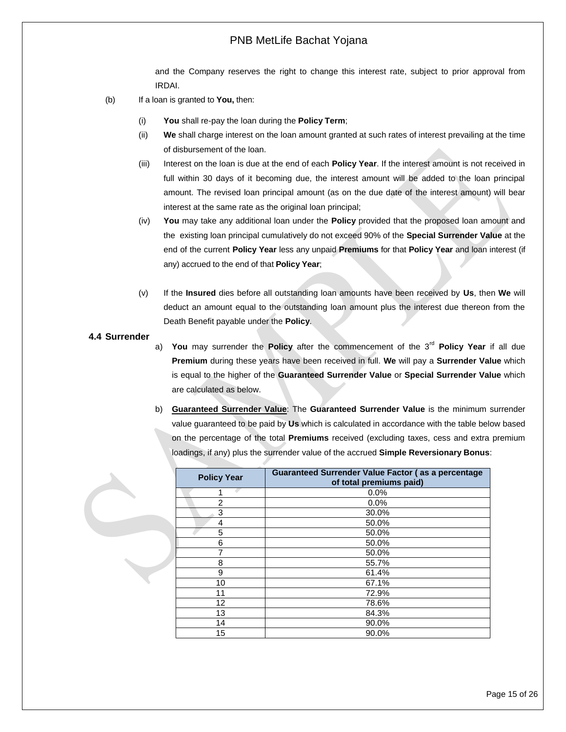and the Company reserves the right to change this interest rate, subject to prior approval from IRDAI.

(b) If a loan is granted to **You,** then:

(i) **You** shall re-pay the loan during the **Policy Term**;

(ii) **We** shall charge interest on the loan amount granted at such rates of interest prevailing at the time of disbursement of the loan.

(iii) Interest on the loan is due at the end of each **Policy Year**. If the interest amount is not received in full within 30 days of it becoming due, the interest amount will be added to the loan principal amount. The revised loan principal amount (as on the due date of the interest amount) will bear interest at the same rate as the original loan principal;

(iv) **You** may take any additional loan under the **Policy** provided that the proposed loan amount and the existing loan principal cumulatively do not exceed 90% of the **Special Surrender Value** at the end of the current **Policy Year** less any unpaid **Premiums** for that **Policy Year** and loan interest (if any) accrued to the end of that **Policy Year**;

(v) If the **Insured** dies before all outstanding loan amounts have been received by **Us**, then **We** will deduct an amount equal to the outstanding loan amount plus the interest due thereon from the Death Benefit payable under the **Policy**.

### 4.4 Surrender

a) **You** may surrender the **Policy** after the commencement of the 3rd **Policy Year** if all due **Premium** during these years have been received in full. **We** will pay a **Surrender Value** which is equal to the higher of the **Guaranteed Surrender Value** or **Special Surrender Value** which are calculated as below.

b) **Guaranteed Surrender Value**: The **Guaranteed Surrender Value** is the minimum surrender value guaranteed to be paid by **Us** which is calculated in accordance with the table below based on the percentage of the total **Premiums** received (excluding taxes, cess and extra premium loadings, if any) plus the surrender value of the accrued **Simple Reversionary Bonus**:

| Policy Year | Guaranteed Surrender Value Factor ( as a percentage of total premiums paid) |
|---|---|
| 1 | 0.0% |
| 2 | 0.0% |
| 3 | 30.0% |
| 4 | 50.0% |
| 5 | 50.0% |
| 6 | 50.0% |
| 7 | 50.0% |
| 8 | 55.7% |
| 9 | 61.4% |
| 10 | 67.1% |
| 11 | 72.9% |
| 12 | 78.6% |
| 13 | 84.3% |
| 14 | 90.0% |
| 15 | 90.0% |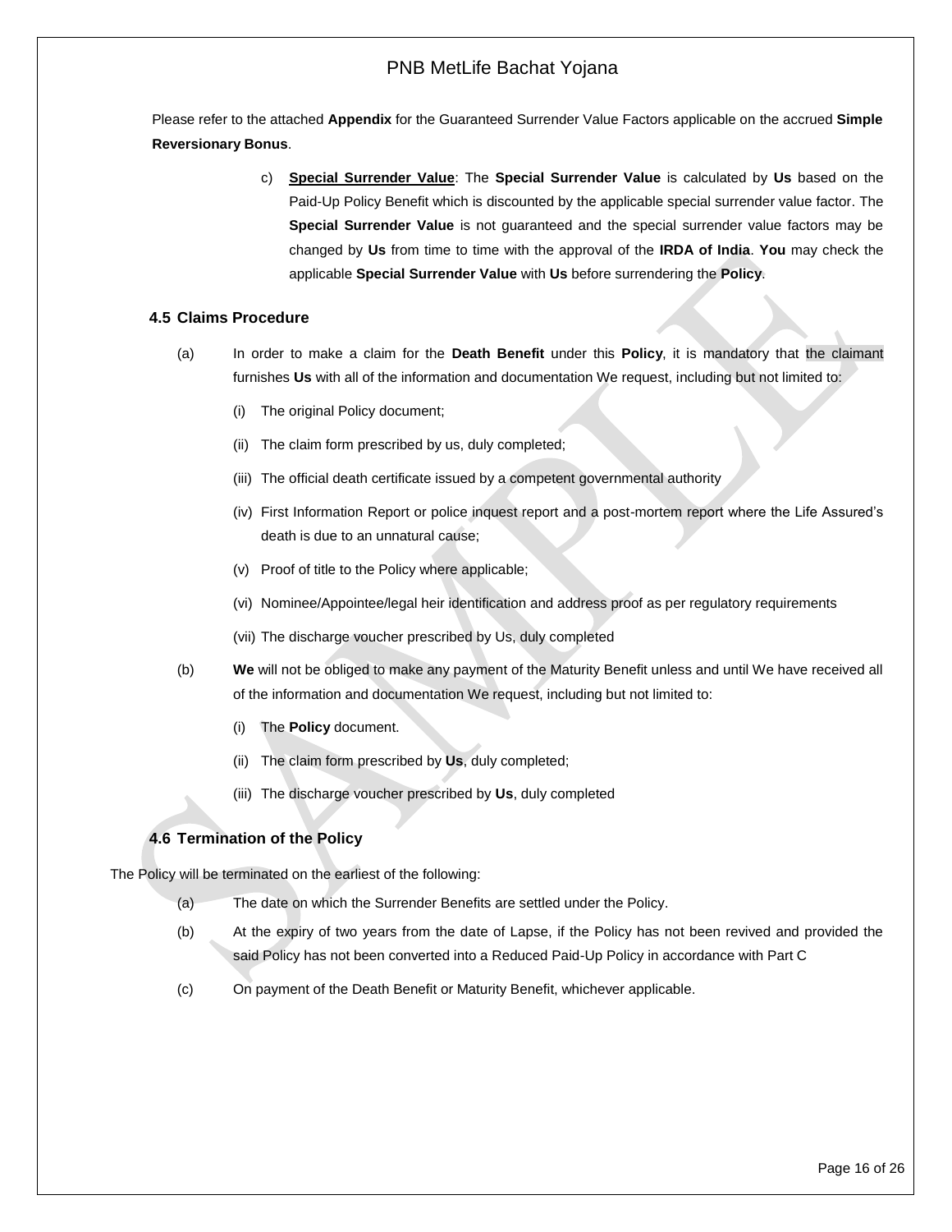Please refer to the attached **Appendix** for the Guaranteed Surrender Value Factors applicable on the accrued **Simple Reversionary Bonus**.

c) **Special Surrender Value**: The **Special Surrender Value** is calculated by **Us** based on the Paid-Up Policy Benefit which is discounted by the applicable special surrender value factor. The **Special Surrender Value** is not guaranteed and the special surrender value factors may be changed by **Us** from time to time with the approval of the **IRDA of India**. **You** may check the applicable **Special Surrender Value** with **Us** before surrendering the **Policy**.

### 4.5 Claims Procedure

(a) In order to make a claim for the **Death Benefit** under this **Policy**, it is mandatory that the claimant furnishes **Us** with all of the information and documentation We request, including but not limited to:

(i) The original Policy document;

(ii) The claim form prescribed by us, duly completed;

(iii) The official death certificate issued by a competent governmental authority

(iv) First Information Report or police inquest report and a post-mortem report where the Life Assured's death is due to an unnatural cause;

(v) Proof of title to the Policy where applicable;

(vi) Nominee/Appointee/legal heir identification and address proof as per regulatory requirements

(vii) The discharge voucher prescribed by Us, duly completed

(b) **We** will not be obliged to make any payment of the Maturity Benefit unless and until We have received all of the information and documentation We request, including but not limited to:

(i) The **Policy** document.

(ii) The claim form prescribed by **Us**, duly completed;

(iii) The discharge voucher prescribed by **Us**, duly completed

### 4.6 Termination of the Policy

The Policy will be terminated on the earliest of the following:

(a) The date on which the Surrender Benefits are settled under the Policy.

(b) At the expiry of two years from the date of Lapse, if the Policy has not been revived and provided the said Policy has not been converted into a Reduced Paid-Up Policy in accordance with Part C

(c) On payment of the Death Benefit or Maturity Benefit, whichever applicable.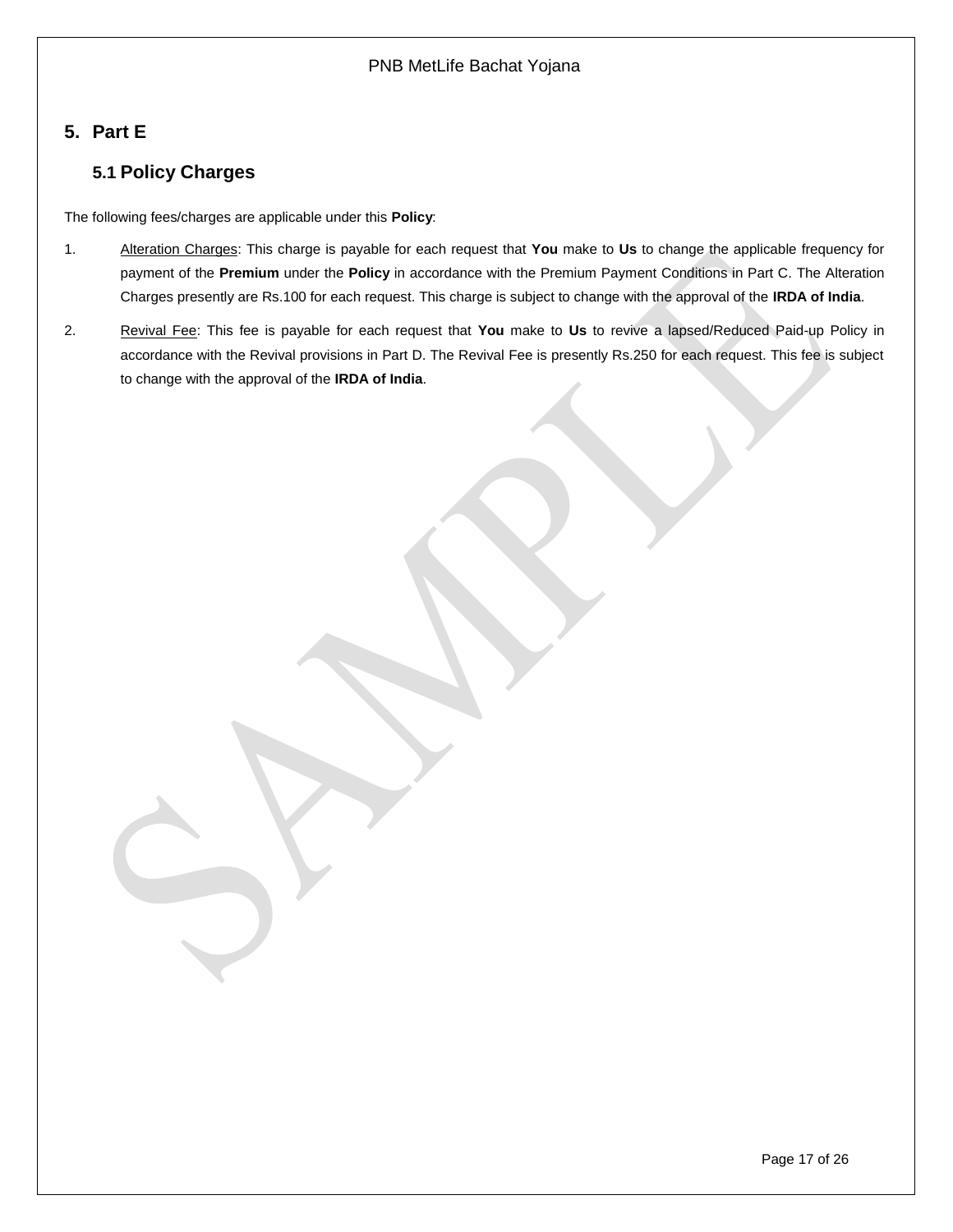## 5. Part E

### 5.1 Policy Charges

The following fees/charges are applicable under this **Policy**:

1. Alteration Charges: This charge is payable for each request that **You** make to **Us** to change the applicable frequency for payment of the **Premium** under the **Policy** in accordance with the Premium Payment Conditions in Part C. The Alteration Charges presently are Rs.100 for each request. This charge is subject to change with the approval of the **IRDA of India**.
2. Revival Fee: This fee is payable for each request that **You** make to **Us** to revive a lapsed/Reduced Paid-up Policy in accordance with the Revival provisions in Part D. The Revival Fee is presently Rs.250 for each request. This fee is subject to change with the approval of the **IRDA of India**.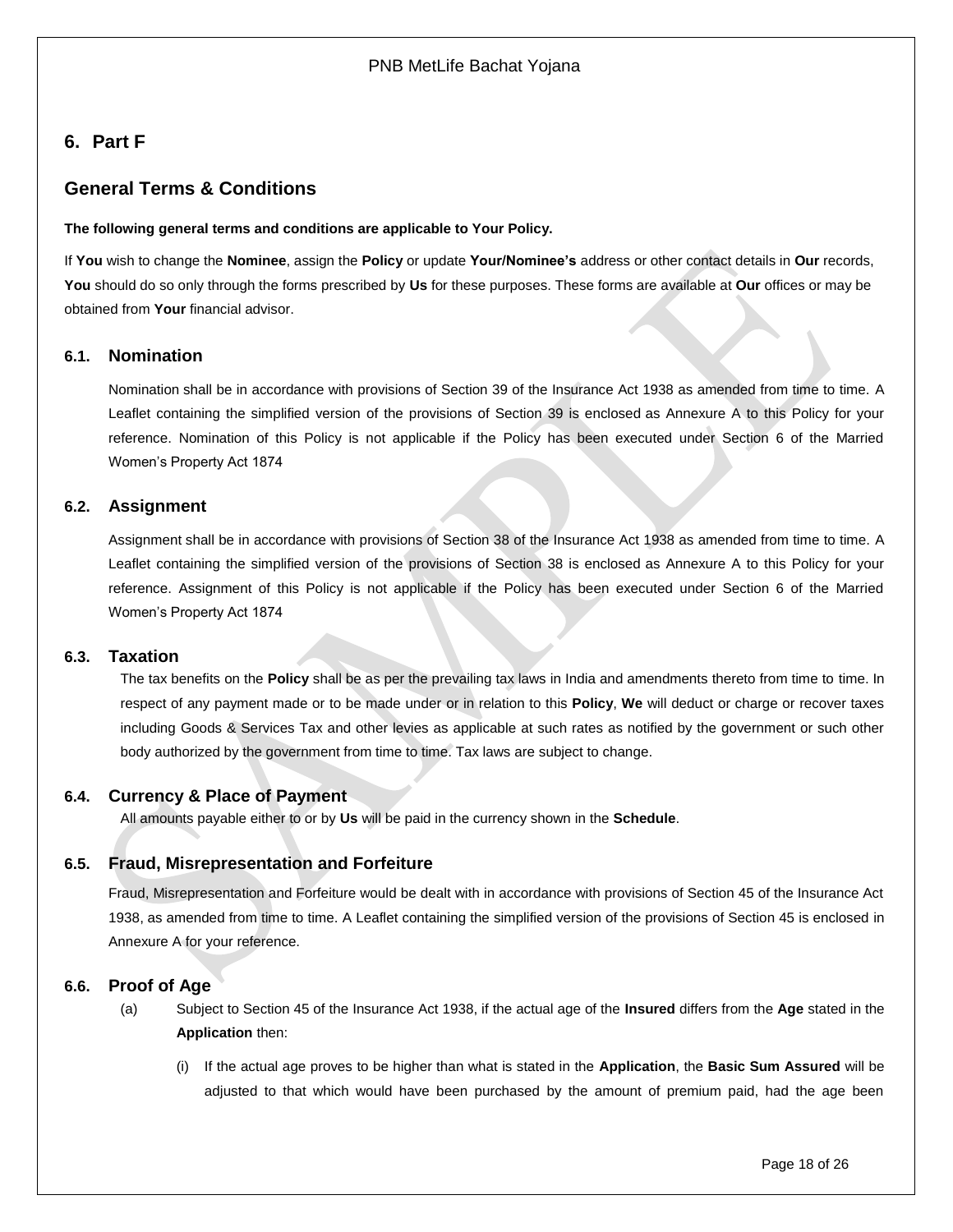# 6. Part F

## General Terms & Conditions

**The following general terms and conditions are applicable to Your Policy.**

If **You** wish to change the **Nominee**, assign the **Policy** or update **Your/Nominee's** address or other contact details in **Our** records, **You** should do so only through the forms prescribed by **Us** for these purposes. These forms are available at **Our** offices or may be obtained from **Your** financial advisor.

### 6.1. Nomination

Nomination shall be in accordance with provisions of Section 39 of the Insurance Act 1938 as amended from time to time. A Leaflet containing the simplified version of the provisions of Section 39 is enclosed as Annexure A to this Policy for your reference. Nomination of this Policy is not applicable if the Policy has been executed under Section 6 of the Married Women's Property Act 1874

### 6.2. Assignment

Assignment shall be in accordance with provisions of Section 38 of the Insurance Act 1938 as amended from time to time. A Leaflet containing the simplified version of the provisions of Section 38 is enclosed as Annexure A to this Policy for your reference. Assignment of this Policy is not applicable if the Policy has been executed under Section 6 of the Married Women's Property Act 1874

### 6.3. Taxation

The tax benefits on the **Policy** shall be as per the prevailing tax laws in India and amendments thereto from time to time. In respect of any payment made or to be made under or in relation to this **Policy**, **We** will deduct or charge or recover taxes including Goods & Services Tax and other levies as applicable at such rates as notified by the government or such other body authorized by the government from time to time. Tax laws are subject to change.

### 6.4. Currency & Place of Payment

All amounts payable either to or by **Us** will be paid in the currency shown in the **Schedule**.

### 6.5. Fraud, Misrepresentation and Forfeiture

Fraud, Misrepresentation and Forfeiture would be dealt with in accordance with provisions of Section 45 of the Insurance Act 1938, as amended from time to time. A Leaflet containing the simplified version of the provisions of Section 45 is enclosed in Annexure A for your reference.

### 6.6. Proof of Age

(a) Subject to Section 45 of the Insurance Act 1938, if the actual age of the **Insured** differs from the **Age** stated in the **Application** then:

(i) If the actual age proves to be higher than what is stated in the **Application**, the **Basic Sum Assured** will be adjusted to that which would have been purchased by the amount of premium paid, had the age been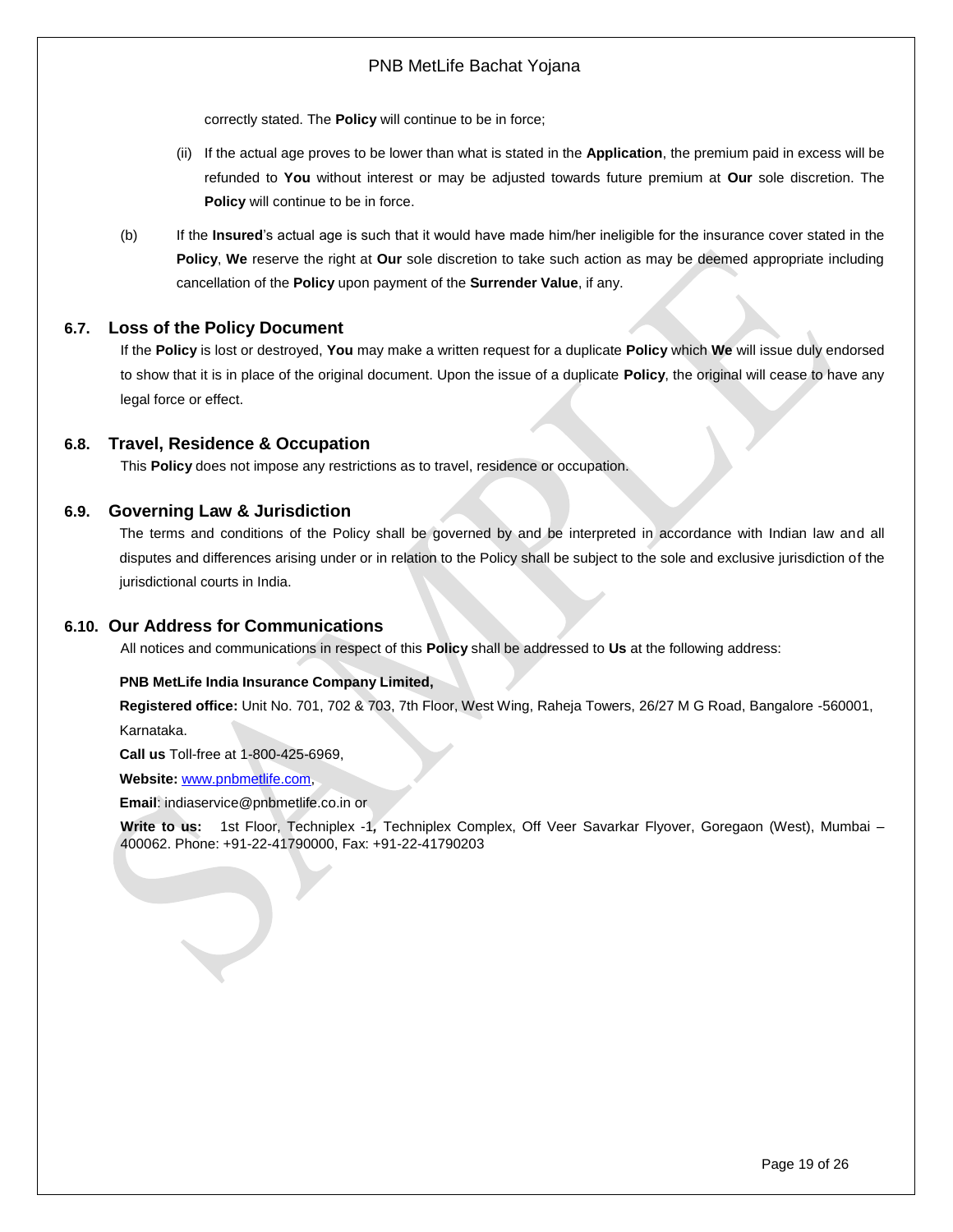correctly stated. The **Policy** will continue to be in force;

(ii) If the actual age proves to be lower than what is stated in the **Application**, the premium paid in excess will be refunded to **You** without interest or may be adjusted towards future premium at **Our** sole discretion. The **Policy** will continue to be in force.

(b) If the **Insured**'s actual age is such that it would have made him/her ineligible for the insurance cover stated in the **Policy**, **We** reserve the right at **Our** sole discretion to take such action as may be deemed appropriate including cancellation of the **Policy** upon payment of the **Surrender Value**, if any.

### 6.7. Loss of the Policy Document

If the **Policy** is lost or destroyed, **You** may make a written request for a duplicate **Policy** which **We** will issue duly endorsed to show that it is in place of the original document. Upon the issue of a duplicate **Policy**, the original will cease to have any legal force or effect.

### 6.8. Travel, Residence & Occupation

This **Policy** does not impose any restrictions as to travel, residence or occupation.

### 6.9. Governing Law & Jurisdiction

The terms and conditions of the Policy shall be governed by and be interpreted in accordance with Indian law and all disputes and differences arising under or in relation to the Policy shall be subject to the sole and exclusive jurisdiction of the jurisdictional courts in India.

### 6.10. Our Address for Communications

All notices and communications in respect of this **Policy** shall be addressed to **Us** at the following address:

**PNB MetLife India Insurance Company Limited,**

**Registered office:** Unit No. 701, 702 & 703, 7th Floor, West Wing, Raheja Towers, 26/27 M G Road, Bangalore -560001, Karnataka.

**Call us** Toll-free at 1-800-425-6969,

**Website:** www.pnbmetlife.com,

**Email**: indiaservice@pnbmetlife.co.in or

**Write to us:** 1st Floor, Techniplex -1**,** Techniplex Complex, Off Veer Savarkar Flyover, Goregaon (West), Mumbai – 400062. Phone: +91-22-41790000, Fax: +91-22-41790203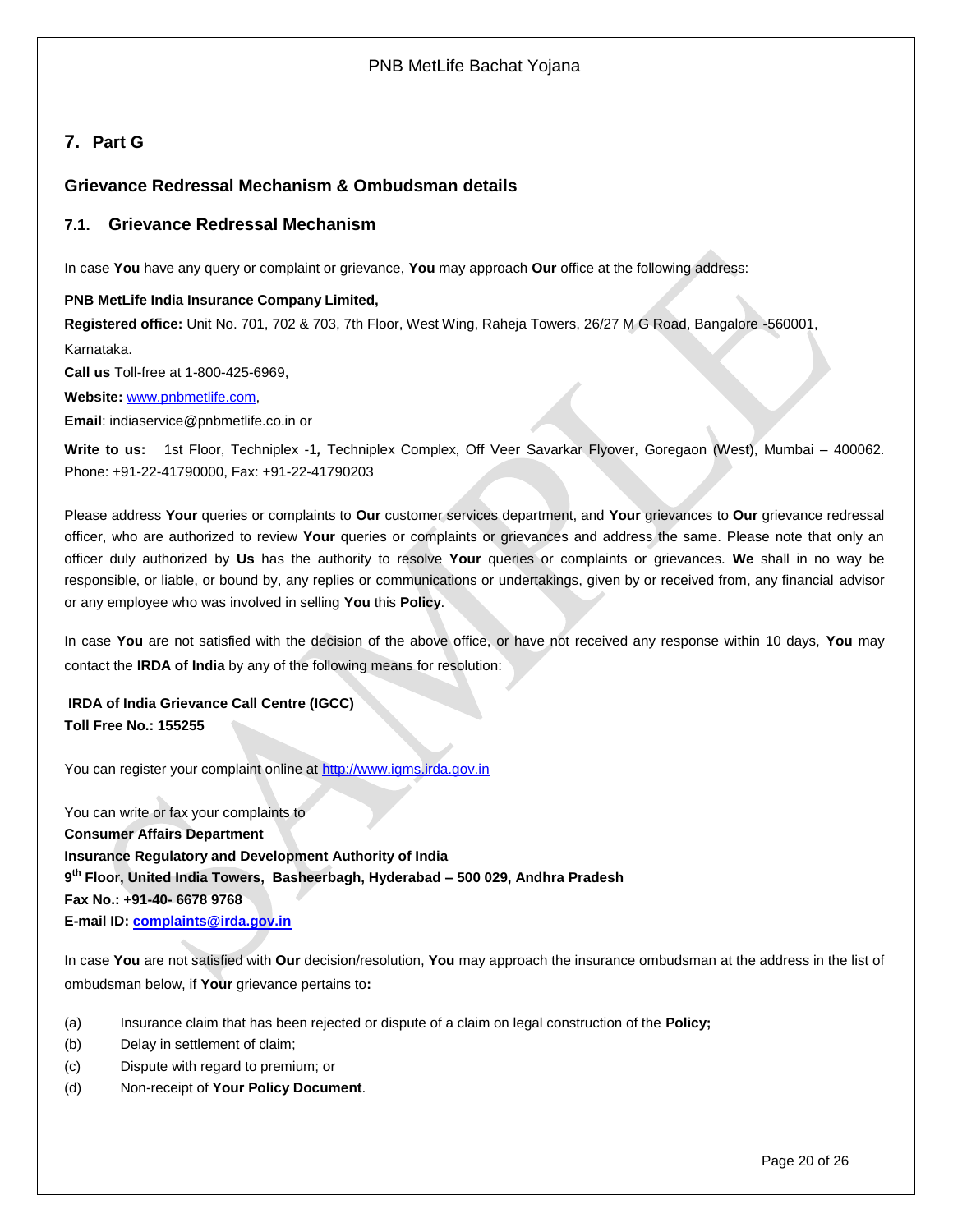## 7. Part G

### Grievance Redressal Mechanism & Ombudsman details

### 7.1. Grievance Redressal Mechanism

In case **You** have any query or complaint or grievance, **You** may approach **Our** office at the following address:

**PNB MetLife India Insurance Company Limited,**

**Registered office:** Unit No. 701, 702 & 703, 7th Floor, West Wing, Raheja Towers, 26/27 M G Road, Bangalore -560001, Karnataka.

**Call us** Toll-free at 1-800-425-6969,

**Website:** www.pnbmetlife.com,

**Email**: indiaservice@pnbmetlife.co.in or

**Write to us:** 1st Floor, Techniplex -1**,** Techniplex Complex, Off Veer Savarkar Flyover, Goregaon (West), Mumbai – 400062. Phone: +91-22-41790000, Fax: +91-22-41790203

Please address **Your** queries or complaints to **Our** customer services department, and **Your** grievances to **Our** grievance redressal officer, who are authorized to review **Your** queries or complaints or grievances and address the same. Please note that only an officer duly authorized by **Us** has the authority to resolve **Your** queries or complaints or grievances. **We** shall in no way be responsible, or liable, or bound by, any replies or communications or undertakings, given by or received from, any financial advisor or any employee who was involved in selling **You** this **Policy**.

In case **You** are not satisfied with the decision of the above office, or have not received any response within 10 days, **You** may contact the **IRDA of India** by any of the following means for resolution:

**IRDA of India Grievance Call Centre (IGCC)**
**Toll Free No.: 155255**

You can register your complaint online at http://www.igms.irda.gov.in

You can write or fax your complaints to
**Consumer Affairs Department**
**Insurance Regulatory and Development Authority of India**
**9th Floor, United India Towers, Basheerbagh, Hyderabad – 500 029, Andhra Pradesh**
**Fax No.: +91-40- 6678 9768**
**E-mail ID: complaints@irda.gov.in**

In case **You** are not satisfied with **Our** decision/resolution, **You** may approach the insurance ombudsman at the address in the list of ombudsman below, if **Your** grievance pertains to**:**

(a) Insurance claim that has been rejected or dispute of a claim on legal construction of the **Policy;**
(b) Delay in settlement of claim;
(c) Dispute with regard to premium; or
(d) Non-receipt of **Your Policy Document**.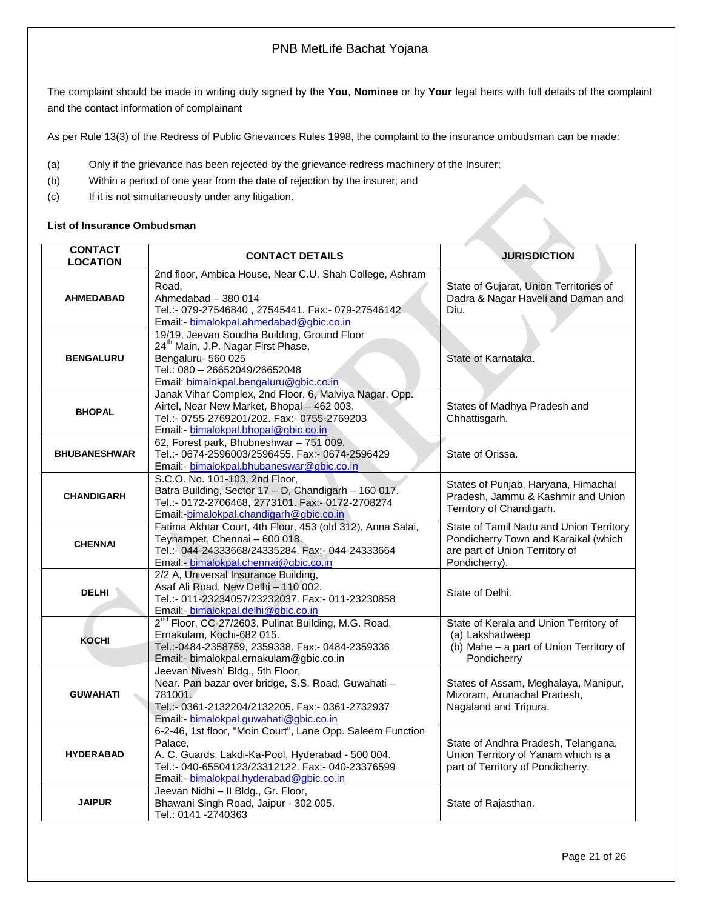The complaint should be made in writing duly signed by the **You**, **Nominee** or by **Your** legal heirs with full details of the complaint and the contact information of complainant

As per Rule 13(3) of the Redress of Public Grievances Rules 1998, the complaint to the insurance ombudsman can be made:

(a) Only if the grievance has been rejected by the grievance redress machinery of the Insurer;
(b) Within a period of one year from the date of rejection by the insurer; and
(c) If it is not simultaneously under any litigation.

**List of Insurance Ombudsman**

| CONTACT LOCATION | CONTACT DETAILS | JURISDICTION |
|---|---|---|
| **AHMEDABAD** | 2nd floor, Ambica House, Near C.U. Shah College, Ashram Road, Ahmedabad – 380 014 Tel.:- 079-27546840 , 27545441. Fax:- 079-27546142 Email:- bimalokpal.ahmedabad@gbic.co.in | State of Gujarat, Union Territories of Dadra & Nagar Haveli and Daman and Diu. |
| **BENGALURU** | 19/19, Jeevan Soudha Building, Ground Floor 24th Main, J.P. Nagar First Phase, Bengaluru- 560 025 Tel.: 080 – 26652049/26652048 Email: bimalokpal.bengaluru@gbic.co.in | State of Karnataka. |
| **BHOPAL** | Janak Vihar Complex, 2nd Floor, 6, Malviya Nagar, Opp. Airtel, Near New Market, Bhopal – 462 003. Tel.:- 0755-2769201/202. Fax:- 0755-2769203 Email:- bimalokpal.bhopal@gbic.co.in | States of Madhya Pradesh and Chhattisgarh. |
| **BHUBANESHWAR** | 62, Forest park, Bhubneshwar – 751 009. Tel.:- 0674-2596003/2596455. Fax:- 0674-2596429 Email:- bimalokpal.bhubaneswar@gbic.co.in | State of Orissa. |
| **CHANDIGARH** | S.C.O. No. 101-103, 2nd Floor, Batra Building, Sector 17 – D, Chandigarh – 160 017. Tel.:- 0172-2706468, 2773101. Fax:- 0172-2708274 Email:-bimalokpal.chandigarh@gbic.co.in | States of Punjab, Haryana, Himachal Pradesh, Jammu & Kashmir and Union Territory of Chandigarh. |
| **CHENNAI** | Fatima Akhtar Court, 4th Floor, 453 (old 312), Anna Salai, Teynampet, Chennai – 600 018. Tel.:- 044-24333668/24335284. Fax:- 044-24333664 Email:- bimalokpal.chennai@gbic.co.in | State of Tamil Nadu and Union Territory Pondicherry Town and Karaikal (which are part of Union Territory of Pondicherry). |
| **DELHI** | 2/2 A, Universal Insurance Building, Asaf Ali Road, New Delhi – 110 002. Tel.:- 011-23234057/23232037. Fax:- 011-23230858 Email:- bimalokpal.delhi@gbic.co.in | State of Delhi. |
| **KOCHI** | 2nd Floor, CC-27/2603, Pulinat Building, M.G. Road, Ernakulam, Kochi-682 015. Tel.:-0484-2358759, 2359338. Fax:- 0484-2359336 Email:- bimalokpal.ernakulam@gbic.co.in | State of Kerala and Union Territory of (a) Lakshadweep (b) Mahe – a part of Union Territory of Pondicherry |
| **GUWAHATI** | Jeevan Nivesh' Bldg., 5th Floor, Near. Pan bazar over bridge, S.S. Road, Guwahati – 781001. Tel.:- 0361-2132204/2132205. Fax:- 0361-2732937 Email:- bimalokpal.guwahati@gbic.co.in | States of Assam, Meghalaya, Manipur, Mizoram, Arunachal Pradesh, Nagaland and Tripura. |
| **HYDERABAD** | 6-2-46, 1st floor, "Moin Court", Lane Opp. Saleem Function Palace, A. C. Guards, Lakdi-Ka-Pool, Hyderabad - 500 004. Tel.:- 040-65504123/23312122. Fax:- 040-23376599 Email:- bimalokpal.hyderabad@gbic.co.in | State of Andhra Pradesh, Telangana, Union Territory of Yanam which is a part of Territory of Pondicherry. |
| **JAIPUR** | Jeevan Nidhi – II Bldg., Gr. Floor, Bhawani Singh Road, Jaipur - 302 005. Tel.: 0141 -2740363 | State of Rajasthan. |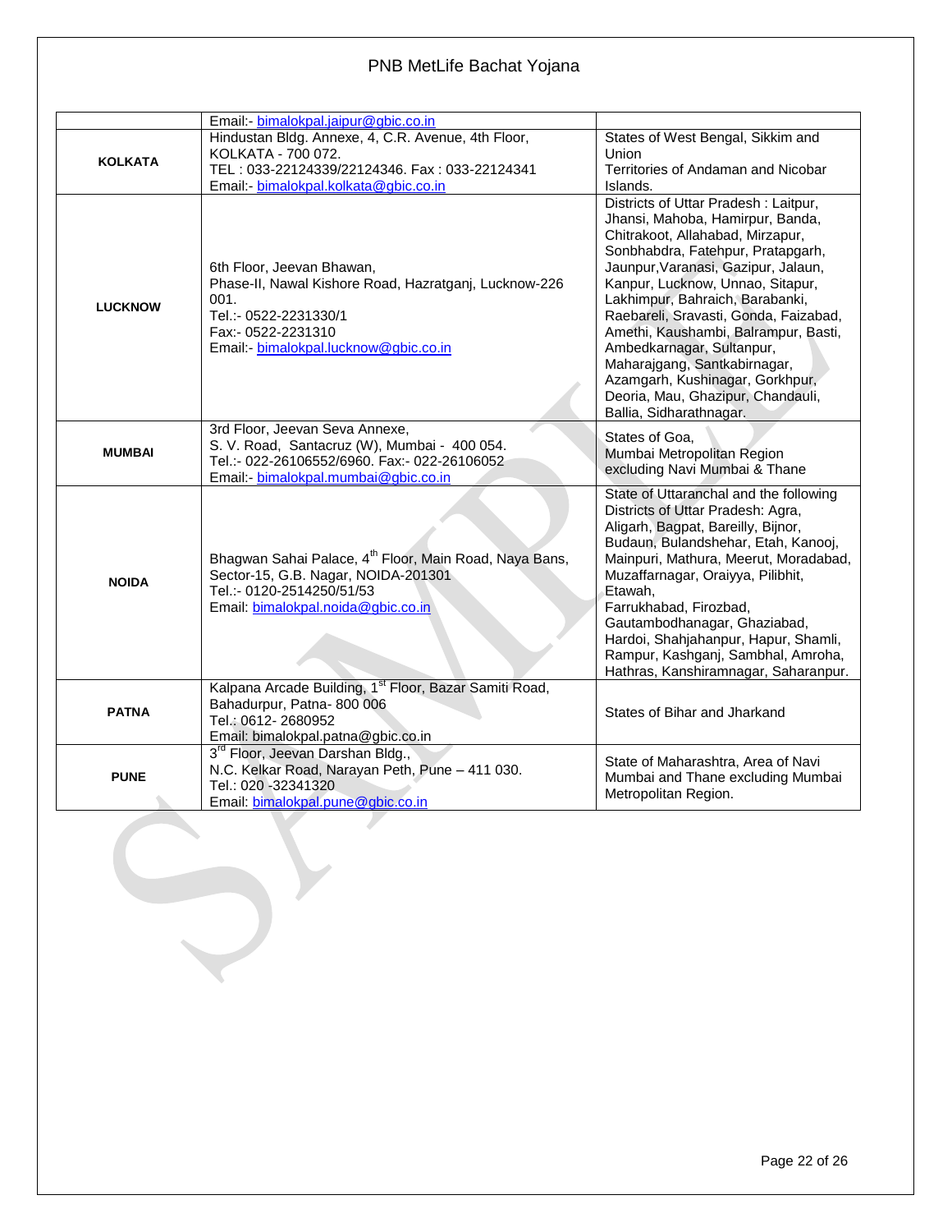| | | |
|---|---|---|
| | Email:- bimalokpal.jaipur@gbic.co.in | |
| **KOLKATA** | Hindustan Bldg. Annexe, 4, C.R. Avenue, 4th Floor, KOLKATA - 700 072. TEL : 033-22124339/22124346. Fax : 033-22124341 Email:- bimalokpal.kolkata@gbic.co.in | States of West Bengal, Sikkim and Union Territories of Andaman and Nicobar Islands. |
| **LUCKNOW** | 6th Floor, Jeevan Bhawan, Phase-II, Nawal Kishore Road, Hazratganj, Lucknow-226 001. Tel.:- 0522-2231330/1 Fax:- 0522-2231310 Email:- bimalokpal.lucknow@gbic.co.in | Districts of Uttar Pradesh : Laitpur, Jhansi, Mahoba, Hamirpur, Banda, Chitrakoot, Allahabad, Mirzapur, Sonbhabdra, Fatehpur, Pratapgarh, Jaunpur,Varanasi, Gazipur, Jalaun, Kanpur, Lucknow, Unnao, Sitapur, Lakhimpur, Bahraich, Barabanki, Raebareli, Sravasti, Gonda, Faizabad, Amethi, Kaushambi, Balrampur, Basti, Ambedkarnagar, Sultanpur, Maharajgang, Santkabirnagar, Azamgarh, Kushinagar, Gorkhpur, Deoria, Mau, Ghazipur, Chandauli, Ballia, Sidharathnagar. |
| **MUMBAI** | 3rd Floor, Jeevan Seva Annexe, S. V. Road, Santacruz (W), Mumbai - 400 054. Tel.:- 022-26106552/6960. Fax:- 022-26106052 Email:- bimalokpal.mumbai@gbic.co.in | States of Goa, Mumbai Metropolitan Region excluding Navi Mumbai & Thane |
| **NOIDA** | Bhagwan Sahai Palace, 4th Floor, Main Road, Naya Bans, Sector-15, G.B. Nagar, NOIDA-201301 Tel.:- 0120-2514250/51/53 Email: bimalokpal.noida@gbic.co.in | State of Uttaranchal and the following Districts of Uttar Pradesh: Agra, Aligarh, Bagpat, Bareilly, Bijnor, Budaun, Bulandshehar, Etah, Kanooj, Mainpuri, Mathura, Meerut, Moradabad, Muzaffarnagar, Oraiyya, Pilibhit, Etawah, Farrukhabad, Firozbad, Gautambodhanagar, Ghaziabad, Hardoi, Shahjahanpur, Hapur, Shamli, Rampur, Kashganj, Sambhal, Amroha, Hathras, Kanshiramnagar, Saharanpur. |
| **PATNA** | Kalpana Arcade Building, 1st Floor, Bazar Samiti Road, Bahadurpur, Patna- 800 006 Tel.: 0612- 2680952 Email: bimalokpal.patna@gbic.co.in | States of Bihar and Jharkand |
| **PUNE** | 3rd Floor, Jeevan Darshan Bldg., N.C. Kelkar Road, Narayan Peth, Pune – 411 030. Tel.: 020 -32341320 Email: bimalokpal.pune@gbic.co.in | State of Maharashtra, Area of Navi Mumbai and Thane excluding Mumbai Metropolitan Region. |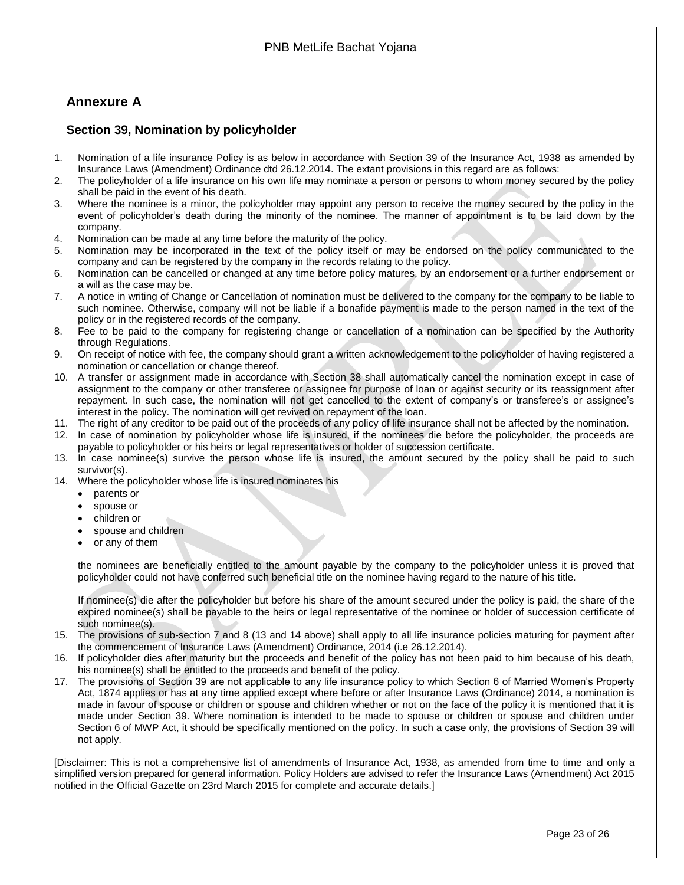## Annexure A

### Section 39, Nomination by policyholder

1. Nomination of a life insurance Policy is as below in accordance with Section 39 of the Insurance Act, 1938 as amended by Insurance Laws (Amendment) Ordinance dtd 26.12.2014. The extant provisions in this regard are as follows:
2. The policyholder of a life insurance on his own life may nominate a person or persons to whom money secured by the policy shall be paid in the event of his death.
3. Where the nominee is a minor, the policyholder may appoint any person to receive the money secured by the policy in the event of policyholder's death during the minority of the nominee. The manner of appointment is to be laid down by the company.
4. Nomination can be made at any time before the maturity of the policy.
5. Nomination may be incorporated in the text of the policy itself or may be endorsed on the policy communicated to the company and can be registered by the company in the records relating to the policy.
6. Nomination can be cancelled or changed at any time before policy matures, by an endorsement or a further endorsement or a will as the case may be.
7. A notice in writing of Change or Cancellation of nomination must be delivered to the company for the company to be liable to such nominee. Otherwise, company will not be liable if a bonafide payment is made to the person named in the text of the policy or in the registered records of the company.
8. Fee to be paid to the company for registering change or cancellation of a nomination can be specified by the Authority through Regulations.
9. On receipt of notice with fee, the company should grant a written acknowledgement to the policyholder of having registered a nomination or cancellation or change thereof.
10. A transfer or assignment made in accordance with Section 38 shall automatically cancel the nomination except in case of assignment to the company or other transferee or assignee for purpose of loan or against security or its reassignment after repayment. In such case, the nomination will not get cancelled to the extent of company's or transferee's or assignee's interest in the policy. The nomination will get revived on repayment of the loan.
11. The right of any creditor to be paid out of the proceeds of any policy of life insurance shall not be affected by the nomination.
12. In case of nomination by policyholder whose life is insured, if the nominees die before the policyholder, the proceeds are payable to policyholder or his heirs or legal representatives or holder of succession certificate.
13. In case nominee(s) survive the person whose life is insured, the amount secured by the policy shall be paid to such survivor(s).
14. Where the policyholder whose life is insured nominates his
    - parents or
    - spouse or
    - children or
    - spouse and children
    - or any of them

    the nominees are beneficially entitled to the amount payable by the company to the policyholder unless it is proved that policyholder could not have conferred such beneficial title on the nominee having regard to the nature of his title.

    If nominee(s) die after the policyholder but before his share of the amount secured under the policy is paid, the share of the expired nominee(s) shall be payable to the heirs or legal representative of the nominee or holder of succession certificate of such nominee(s).
15. The provisions of sub-section 7 and 8 (13 and 14 above) shall apply to all life insurance policies maturing for payment after the commencement of Insurance Laws (Amendment) Ordinance, 2014 (i.e 26.12.2014).
16. If policyholder dies after maturity but the proceeds and benefit of the policy has not been paid to him because of his death, his nominee(s) shall be entitled to the proceeds and benefit of the policy.
17. The provisions of Section 39 are not applicable to any life insurance policy to which Section 6 of Married Women's Property Act, 1874 applies or has at any time applied except where before or after Insurance Laws (Ordinance) 2014, a nomination is made in favour of spouse or children or spouse and children whether or not on the face of the policy it is mentioned that it is made under Section 39. Where nomination is intended to be made to spouse or children or spouse and children under Section 6 of MWP Act, it should be specifically mentioned on the policy. In such a case only, the provisions of Section 39 will not apply.

[Disclaimer: This is not a comprehensive list of amendments of Insurance Act, 1938, as amended from time to time and only a simplified version prepared for general information. Policy Holders are advised to refer the Insurance Laws (Amendment) Act 2015 notified in the Official Gazette on 23rd March 2015 for complete and accurate details.]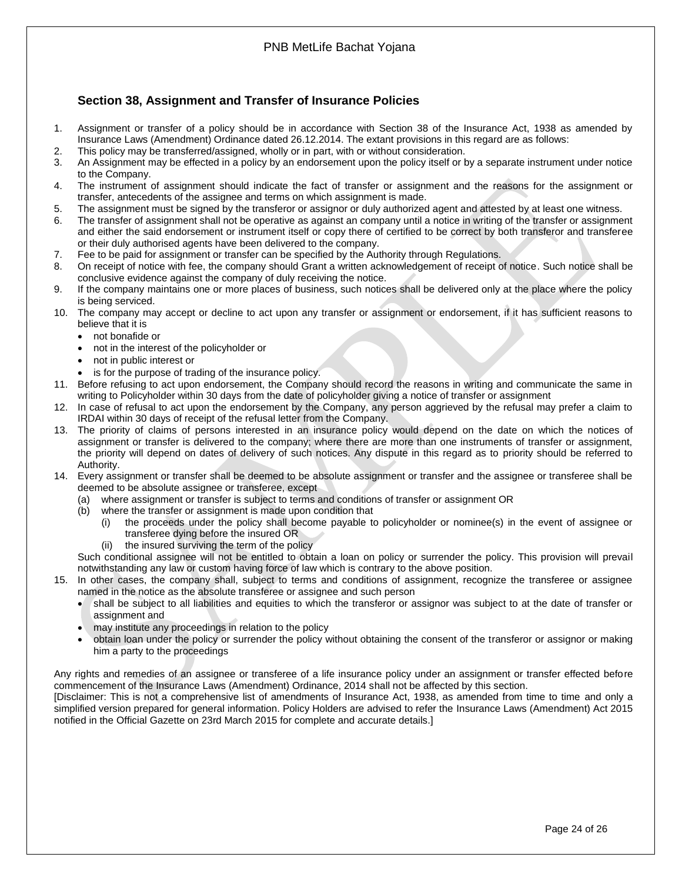## Section 38, Assignment and Transfer of Insurance Policies

1. Assignment or transfer of a policy should be in accordance with Section 38 of the Insurance Act, 1938 as amended by Insurance Laws (Amendment) Ordinance dated 26.12.2014. The extant provisions in this regard are as follows:
2. This policy may be transferred/assigned, wholly or in part, with or without consideration.
3. An Assignment may be effected in a policy by an endorsement upon the policy itself or by a separate instrument under notice to the Company.
4. The instrument of assignment should indicate the fact of transfer or assignment and the reasons for the assignment or transfer, antecedents of the assignee and terms on which assignment is made.
5. The assignment must be signed by the transferor or assignor or duly authorized agent and attested by at least one witness.
6. The transfer of assignment shall not be operative as against an company until a notice in writing of the transfer or assignment and either the said endorsement or instrument itself or copy there of certified to be correct by both transferor and transferee or their duly authorised agents have been delivered to the company.
7. Fee to be paid for assignment or transfer can be specified by the Authority through Regulations.
8. On receipt of notice with fee, the company should Grant a written acknowledgement of receipt of notice. Such notice shall be conclusive evidence against the company of duly receiving the notice.
9. If the company maintains one or more places of business, such notices shall be delivered only at the place where the policy is being serviced.
10. The company may accept or decline to act upon any transfer or assignment or endorsement, if it has sufficient reasons to believe that it is
    - not bonafide or
    - not in the interest of the policyholder or
    - not in public interest or
    - is for the purpose of trading of the insurance policy.
11. Before refusing to act upon endorsement, the Company should record the reasons in writing and communicate the same in writing to Policyholder within 30 days from the date of policyholder giving a notice of transfer or assignment
12. In case of refusal to act upon the endorsement by the Company, any person aggrieved by the refusal may prefer a claim to IRDAI within 30 days of receipt of the refusal letter from the Company.
13. The priority of claims of persons interested in an insurance policy would depend on the date on which the notices of assignment or transfer is delivered to the company; where there are more than one instruments of transfer or assignment, the priority will depend on dates of delivery of such notices. Any dispute in this regard as to priority should be referred to Authority.
14. Every assignment or transfer shall be deemed to be absolute assignment or transfer and the assignee or transferee shall be deemed to be absolute assignee or transferee, except
    (a) where assignment or transfer is subject to terms and conditions of transfer or assignment OR
    (b) where the transfer or assignment is made upon condition that
        (i) the proceeds under the policy shall become payable to policyholder or nominee(s) in the event of assignee or transferee dying before the insured OR
        (ii) the insured surviving the term of the policy

    Such conditional assignee will not be entitled to obtain a loan on policy or surrender the policy. This provision will prevail notwithstanding any law or custom having force of law which is contrary to the above position.
15. In other cases, the company shall, subject to terms and conditions of assignment, recognize the transferee or assignee named in the notice as the absolute transferee or assignee and such person
    - shall be subject to all liabilities and equities to which the transferor or assignor was subject to at the date of transfer or assignment and
    - may institute any proceedings in relation to the policy
    - obtain loan under the policy or surrender the policy without obtaining the consent of the transferor or assignor or making him a party to the proceedings

Any rights and remedies of an assignee or transferee of a life insurance policy under an assignment or transfer effected before commencement of the Insurance Laws (Amendment) Ordinance, 2014 shall not be affected by this section.
[Disclaimer: This is not a comprehensive list of amendments of Insurance Act, 1938, as amended from time to time and only a simplified version prepared for general information. Policy Holders are advised to refer the Insurance Laws (Amendment) Act 2015 notified in the Official Gazette on 23rd March 2015 for complete and accurate details.]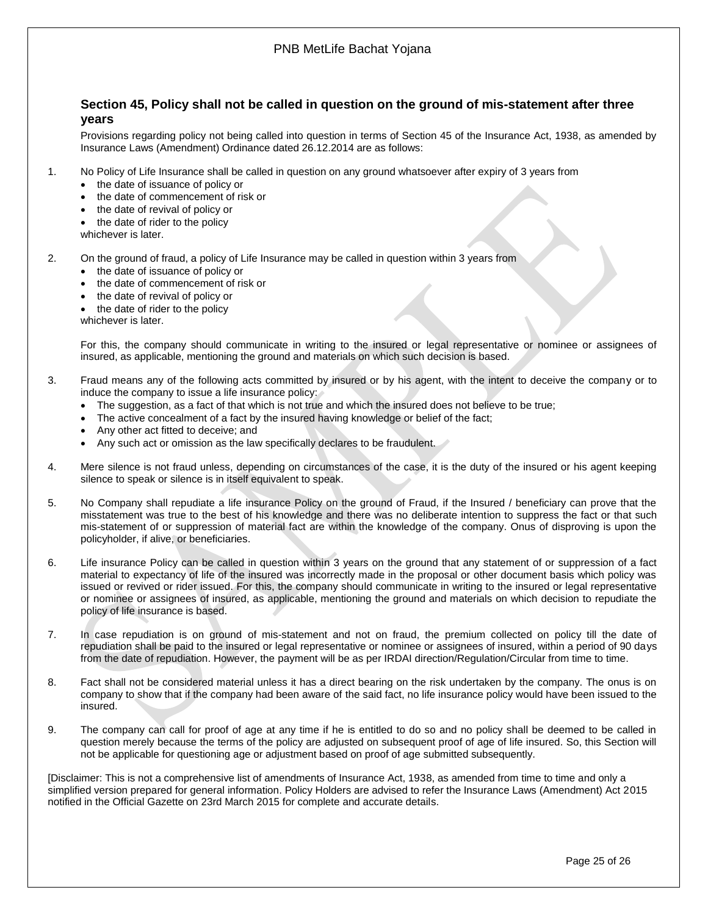### Section 45, Policy shall not be called in question on the ground of mis-statement after three years

Provisions regarding policy not being called into question in terms of Section 45 of the Insurance Act, 1938, as amended by Insurance Laws (Amendment) Ordinance dated 26.12.2014 are as follows:

1. No Policy of Life Insurance shall be called in question on any ground whatsoever after expiry of 3 years from
   - the date of issuance of policy or
   - the date of commencement of risk or
   - the date of revival of policy or
   - the date of rider to the policy

   whichever is later.

2. On the ground of fraud, a policy of Life Insurance may be called in question within 3 years from
   - the date of issuance of policy or
   - the date of commencement of risk or
   - the date of revival of policy or
   - the date of rider to the policy

   whichever is later.

   For this, the company should communicate in writing to the insured or legal representative or nominee or assignees of insured, as applicable, mentioning the ground and materials on which such decision is based.

3. Fraud means any of the following acts committed by insured or by his agent, with the intent to deceive the company or to induce the company to issue a life insurance policy:
   - The suggestion, as a fact of that which is not true and which the insured does not believe to be true;
   - The active concealment of a fact by the insured having knowledge or belief of the fact;
   - Any other act fitted to deceive; and
   - Any such act or omission as the law specifically declares to be fraudulent.

4. Mere silence is not fraud unless, depending on circumstances of the case, it is the duty of the insured or his agent keeping silence to speak or silence is in itself equivalent to speak.

5. No Company shall repudiate a life insurance Policy on the ground of Fraud, if the Insured / beneficiary can prove that the misstatement was true to the best of his knowledge and there was no deliberate intention to suppress the fact or that such mis-statement of or suppression of material fact are within the knowledge of the company. Onus of disproving is upon the policyholder, if alive, or beneficiaries.

6. Life insurance Policy can be called in question within 3 years on the ground that any statement of or suppression of a fact material to expectancy of life of the insured was incorrectly made in the proposal or other document basis which policy was issued or revived or rider issued. For this, the company should communicate in writing to the insured or legal representative or nominee or assignees of insured, as applicable, mentioning the ground and materials on which decision to repudiate the policy of life insurance is based.

7. In case repudiation is on ground of mis-statement and not on fraud, the premium collected on policy till the date of repudiation shall be paid to the insured or legal representative or nominee or assignees of insured, within a period of 90 days from the date of repudiation. However, the payment will be as per IRDAI direction/Regulation/Circular from time to time.

8. Fact shall not be considered material unless it has a direct bearing on the risk undertaken by the company. The onus is on company to show that if the company had been aware of the said fact, no life insurance policy would have been issued to the insured.

9. The company can call for proof of age at any time if he is entitled to do so and no policy shall be deemed to be called in question merely because the terms of the policy are adjusted on subsequent proof of age of life insured. So, this Section will not be applicable for questioning age or adjustment based on proof of age submitted subsequently.

[Disclaimer: This is not a comprehensive list of amendments of Insurance Act, 1938, as amended from time to time and only a simplified version prepared for general information. Policy Holders are advised to refer the Insurance Laws (Amendment) Act 2015 notified in the Official Gazette on 23rd March 2015 for complete and accurate details.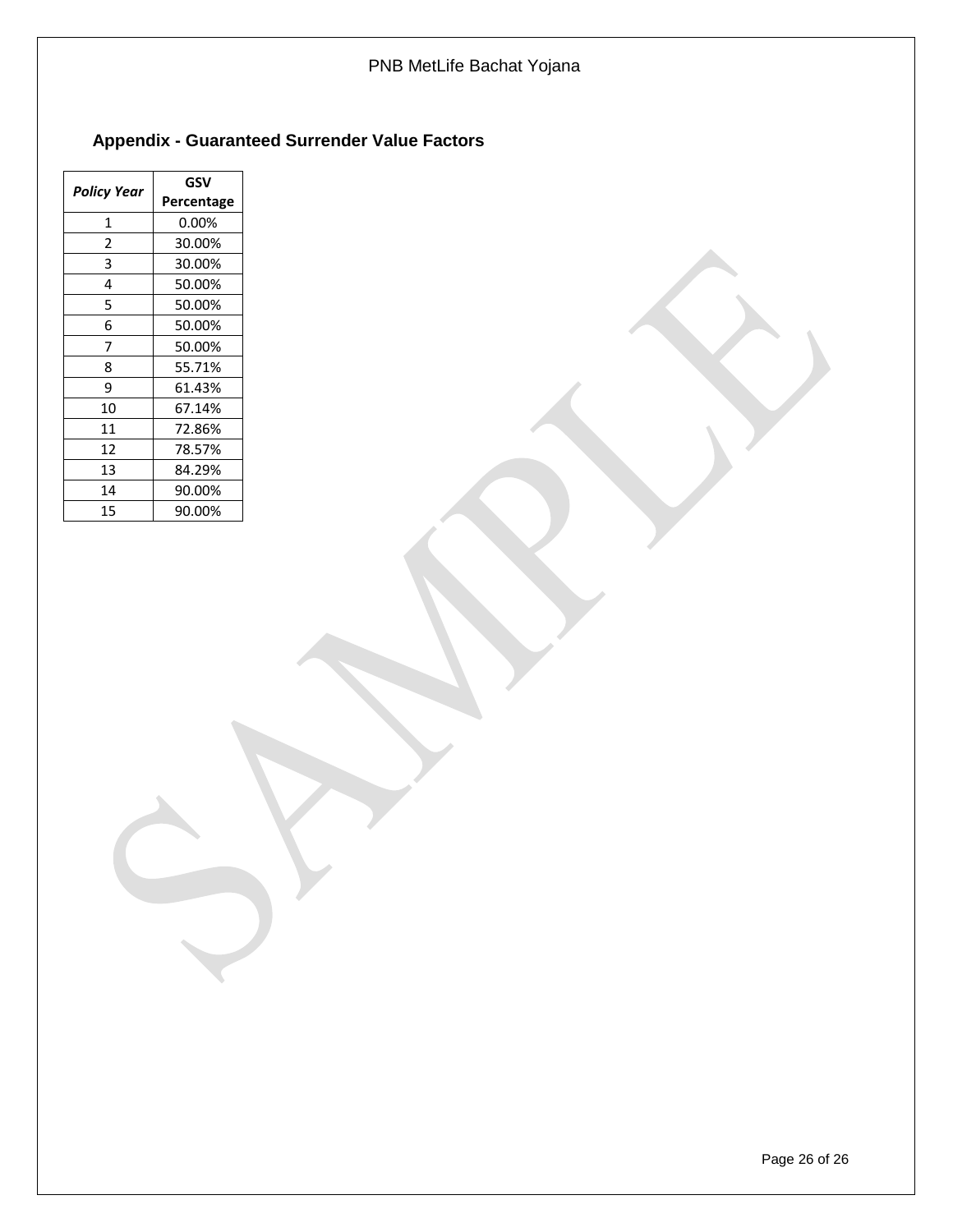## Appendix - Guaranteed Surrender Value Factors

| *Policy Year* | GSV Percentage |
|---|---|
| 1 | 0.00% |
| 2 | 30.00% |
| 3 | 30.00% |
| 4 | 50.00% |
| 5 | 50.00% |
| 6 | 50.00% |
| 7 | 50.00% |
| 8 | 55.71% |
| 9 | 61.43% |
| 10 | 67.14% |
| 11 | 72.86% |
| 12 | 78.57% |
| 13 | 84.29% |
| 14 | 90.00% |
| 15 | 90.00% |